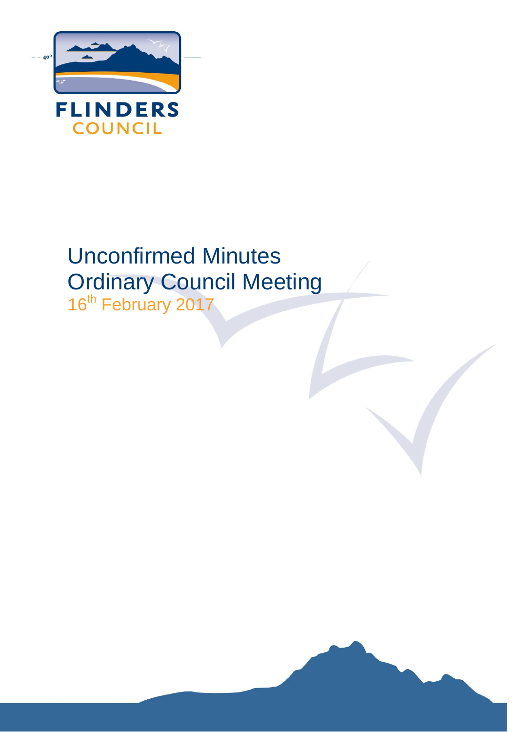FLINDERS
COUNCIL

# Unconfirmed Minutes
# Ordinary Council Meeting

16th February 2017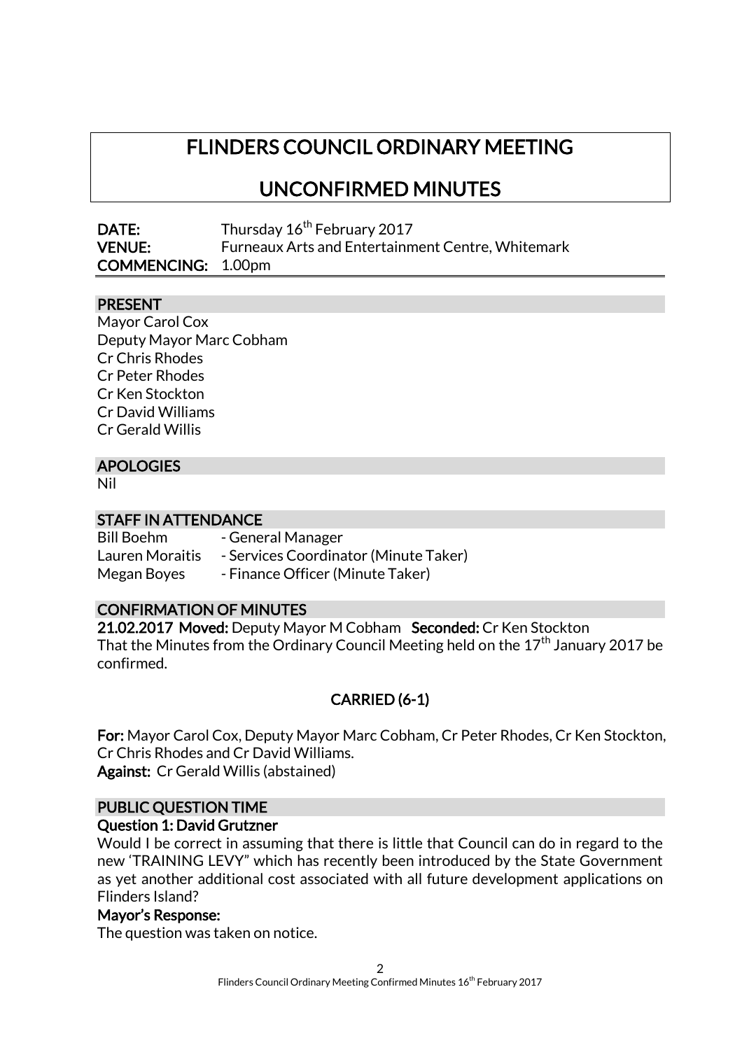# FLINDERS COUNCIL ORDINARY MEETING

## UNCONFIRMED MINUTES

**DATE:** Thursday 16th February 2017
**VENUE:** Furneaux Arts and Entertainment Centre, Whitemark
**COMMENCING:** 1.00pm

### PRESENT

Mayor Carol Cox
Deputy Mayor Marc Cobham
Cr Chris Rhodes
Cr Peter Rhodes
Cr Ken Stockton
Cr David Williams
Cr Gerald Willis

### APOLOGIES

Nil

### STAFF IN ATTENDANCE

Bill Boehm - General Manager
Lauren Moraitis - Services Coordinator (Minute Taker)
Megan Boyes - Finance Officer (Minute Taker)

### CONFIRMATION OF MINUTES

**21.02.2017 Moved:** Deputy Mayor M Cobham **Seconded:** Cr Ken Stockton
That the Minutes from the Ordinary Council Meeting held on the 17th January 2017 be confirmed.

**CARRIED (6-1)**

**For:** Mayor Carol Cox, Deputy Mayor Marc Cobham, Cr Peter Rhodes, Cr Ken Stockton, Cr Chris Rhodes and Cr David Williams.
**Against:** Cr Gerald Willis (abstained)

### PUBLIC QUESTION TIME

**Question 1: David Grutzner**

Would I be correct in assuming that there is little that Council can do in regard to the new 'TRAINING LEVY" which has recently been introduced by the State Government as yet another additional cost associated with all future development applications on Flinders Island?

**Mayor's Response:**

The question was taken on notice.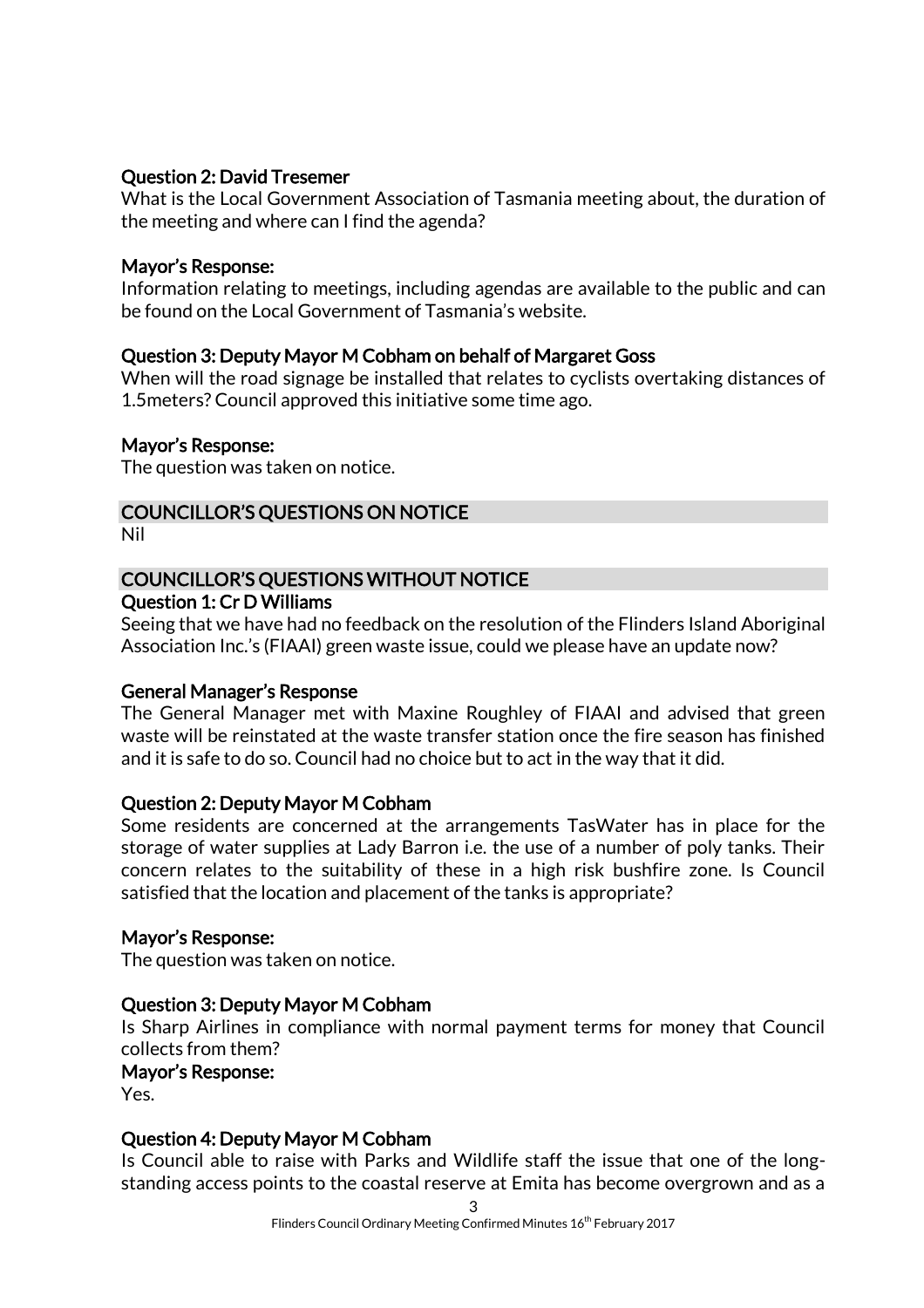### Question 2: David Tresemer

What is the Local Government Association of Tasmania meeting about, the duration of the meeting and where can I find the agenda?

### Mayor's Response:

Information relating to meetings, including agendas are available to the public and can be found on the Local Government of Tasmania's website.

### Question 3: Deputy Mayor M Cobham on behalf of Margaret Goss

When will the road signage be installed that relates to cyclists overtaking distances of 1.5meters? Council approved this initiative some time ago.

### Mayor's Response:

The question was taken on notice.

## COUNCILLOR'S QUESTIONS ON NOTICE

Nil

## COUNCILLOR'S QUESTIONS WITHOUT NOTICE

### Question 1: Cr D Williams

Seeing that we have had no feedback on the resolution of the Flinders Island Aboriginal Association Inc.'s (FIAAI) green waste issue, could we please have an update now?

### General Manager's Response

The General Manager met with Maxine Roughley of FIAAI and advised that green waste will be reinstated at the waste transfer station once the fire season has finished and it is safe to do so. Council had no choice but to act in the way that it did.

### Question 2: Deputy Mayor M Cobham

Some residents are concerned at the arrangements TasWater has in place for the storage of water supplies at Lady Barron i.e. the use of a number of poly tanks. Their concern relates to the suitability of these in a high risk bushfire zone. Is Council satisfied that the location and placement of the tanks is appropriate?

### Mayor's Response:

The question was taken on notice.

### Question 3: Deputy Mayor M Cobham

Is Sharp Airlines in compliance with normal payment terms for money that Council collects from them?

### Mayor's Response:

Yes.

### Question 4: Deputy Mayor M Cobham

Is Council able to raise with Parks and Wildlife staff the issue that one of the long-standing access points to the coastal reserve at Emita has become overgrown and as a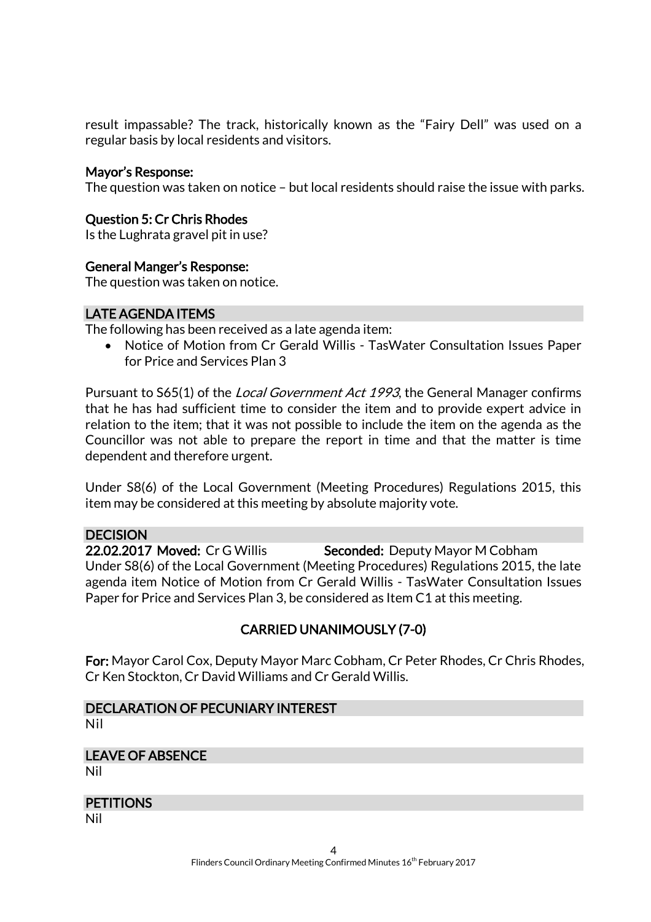result impassable? The track, historically known as the "Fairy Dell" was used on a regular basis by local residents and visitors.

**Mayor's Response:**
The question was taken on notice – but local residents should raise the issue with parks.

**Question 5: Cr Chris Rhodes**
Is the Lughrata gravel pit in use?

**General Manger's Response:**
The question was taken on notice.

## LATE AGENDA ITEMS

The following has been received as a late agenda item:

- Notice of Motion from Cr Gerald Willis - TasWater Consultation Issues Paper for Price and Services Plan 3

Pursuant to S65(1) of the *Local Government Act 1993*, the General Manager confirms that he has had sufficient time to consider the item and to provide expert advice in relation to the item; that it was not possible to include the item on the agenda as the Councillor was not able to prepare the report in time and that the matter is time dependent and therefore urgent.

Under S8(6) of the Local Government (Meeting Procedures) Regulations 2015, this item may be considered at this meeting by absolute majority vote.

## DECISION

**22.02.2017 Moved:** Cr G Willis **Seconded:** Deputy Mayor M Cobham
Under S8(6) of the Local Government (Meeting Procedures) Regulations 2015, the late agenda item Notice of Motion from Cr Gerald Willis - TasWater Consultation Issues Paper for Price and Services Plan 3, be considered as Item C1 at this meeting.

**CARRIED UNANIMOUSLY (7-0)**

**For:** Mayor Carol Cox, Deputy Mayor Marc Cobham, Cr Peter Rhodes, Cr Chris Rhodes, Cr Ken Stockton, Cr David Williams and Cr Gerald Willis.

## DECLARATION OF PECUNIARY INTEREST

Nil

## LEAVE OF ABSENCE

Nil

## PETITIONS

Nil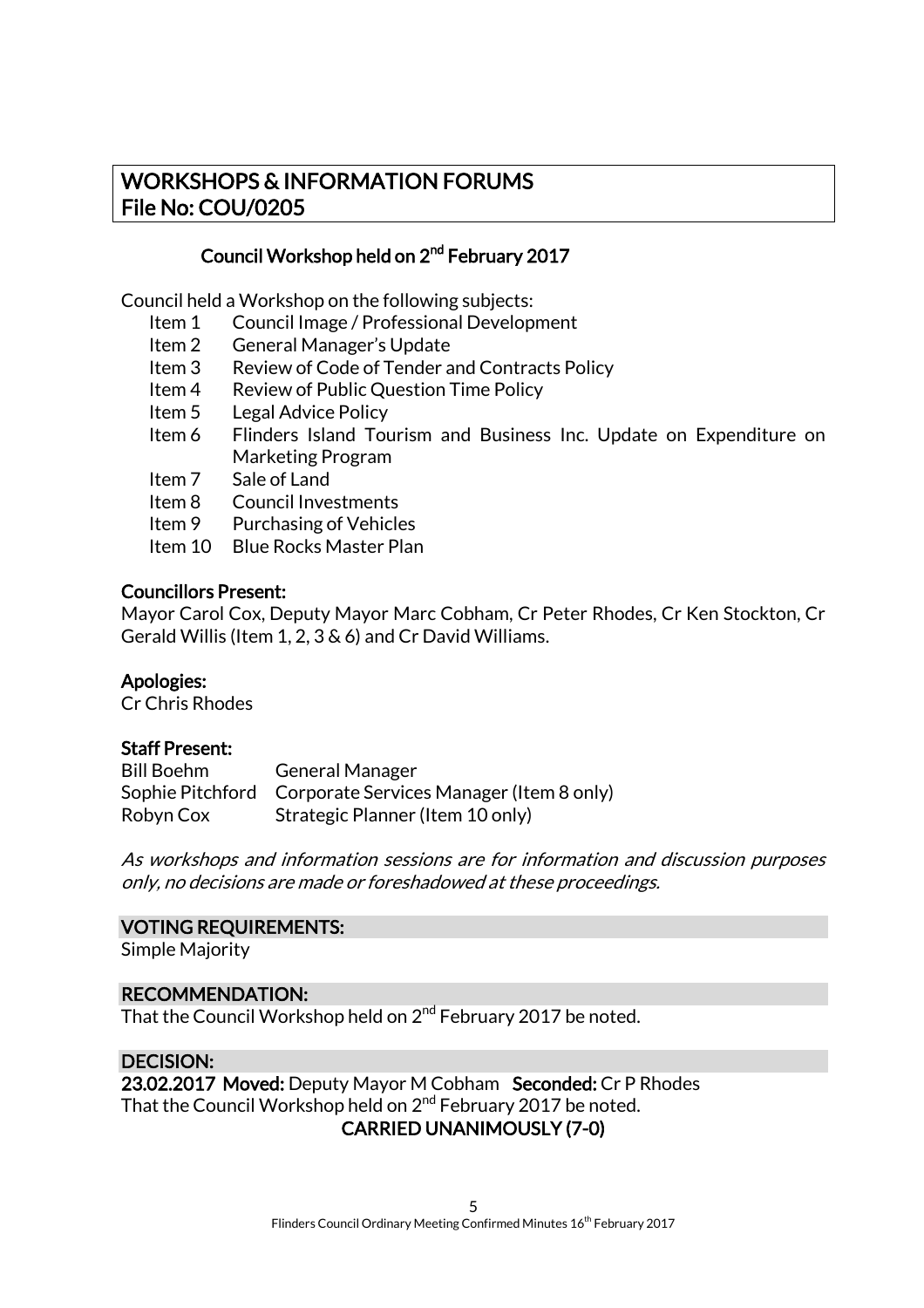## WORKSHOPS & INFORMATION FORUMS
## File No: COU/0205

### Council Workshop held on 2nd February 2017

Council held a Workshop on the following subjects:

- Item 1 Council Image / Professional Development
- Item 2 General Manager's Update
- Item 3 Review of Code of Tender and Contracts Policy
- Item 4 Review of Public Question Time Policy
- Item 5 Legal Advice Policy
- Item 6 Flinders Island Tourism and Business Inc. Update on Expenditure on Marketing Program
- Item 7 Sale of Land
- Item 8 Council Investments
- Item 9 Purchasing of Vehicles
- Item 10 Blue Rocks Master Plan

**Councillors Present:**
Mayor Carol Cox, Deputy Mayor Marc Cobham, Cr Peter Rhodes, Cr Ken Stockton, Cr Gerald Willis (Item 1, 2, 3 & 6) and Cr David Williams.

**Apologies:**
Cr Chris Rhodes

**Staff Present:**

| | |
|---|---|
| Bill Boehm | General Manager |
| Sophie Pitchford | Corporate Services Manager (Item 8 only) |
| Robyn Cox | Strategic Planner (Item 10 only) |

*As workshops and information sessions are for information and discussion purposes only, no decisions are made or foreshadowed at these proceedings.*

**VOTING REQUIREMENTS:**
Simple Majority

**RECOMMENDATION:**
That the Council Workshop held on 2nd February 2017 be noted.

**DECISION:**
**23.02.2017 Moved:** Deputy Mayor M Cobham **Seconded:** Cr P Rhodes
That the Council Workshop held on 2nd February 2017 be noted.

**CARRIED UNANIMOUSLY (7-0)**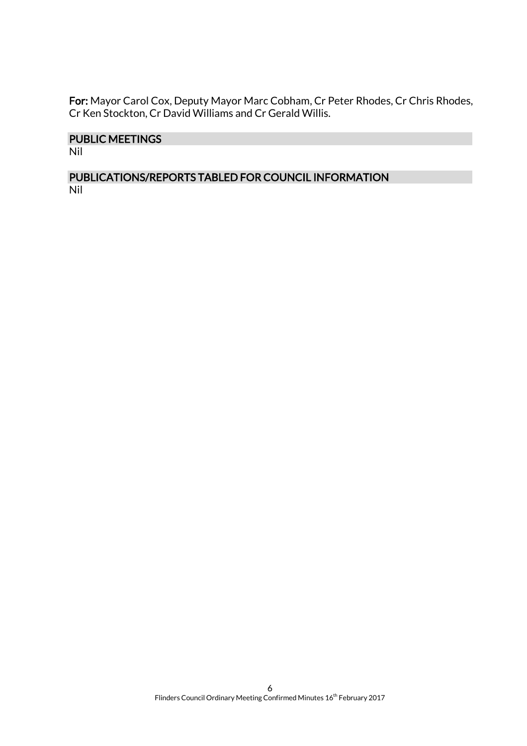**For:** Mayor Carol Cox, Deputy Mayor Marc Cobham, Cr Peter Rhodes, Cr Chris Rhodes, Cr Ken Stockton, Cr David Williams and Cr Gerald Willis.

## PUBLIC MEETINGS

Nil

## PUBLICATIONS/REPORTS TABLED FOR COUNCIL INFORMATION

Nil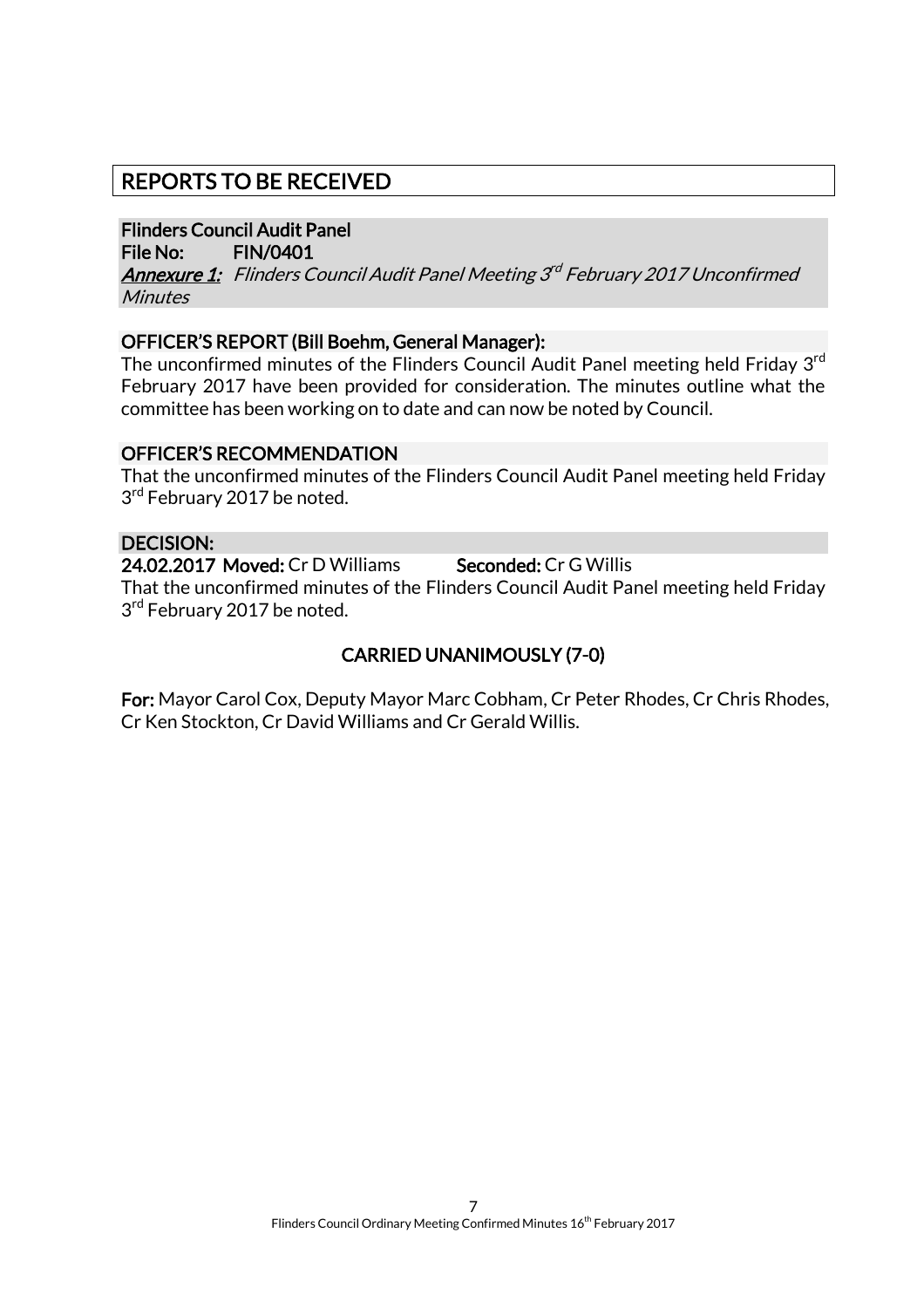# REPORTS TO BE RECEIVED

**Flinders Council Audit Panel**
**File No: FIN/0401**
***Annexure 1:*** *Flinders Council Audit Panel Meeting 3rd February 2017 Unconfirmed Minutes*

**OFFICER'S REPORT (Bill Boehm, General Manager):**
The unconfirmed minutes of the Flinders Council Audit Panel meeting held Friday 3rd February 2017 have been provided for consideration. The minutes outline what the committee has been working on to date and can now be noted by Council.

**OFFICER'S RECOMMENDATION**
That the unconfirmed minutes of the Flinders Council Audit Panel meeting held Friday 3rd February 2017 be noted.

**DECISION:**
**24.02.2017 Moved:** Cr D Williams **Seconded:** Cr G Willis
That the unconfirmed minutes of the Flinders Council Audit Panel meeting held Friday 3rd February 2017 be noted.

**CARRIED UNANIMOUSLY (7-0)**

**For:** Mayor Carol Cox, Deputy Mayor Marc Cobham, Cr Peter Rhodes, Cr Chris Rhodes, Cr Ken Stockton, Cr David Williams and Cr Gerald Willis.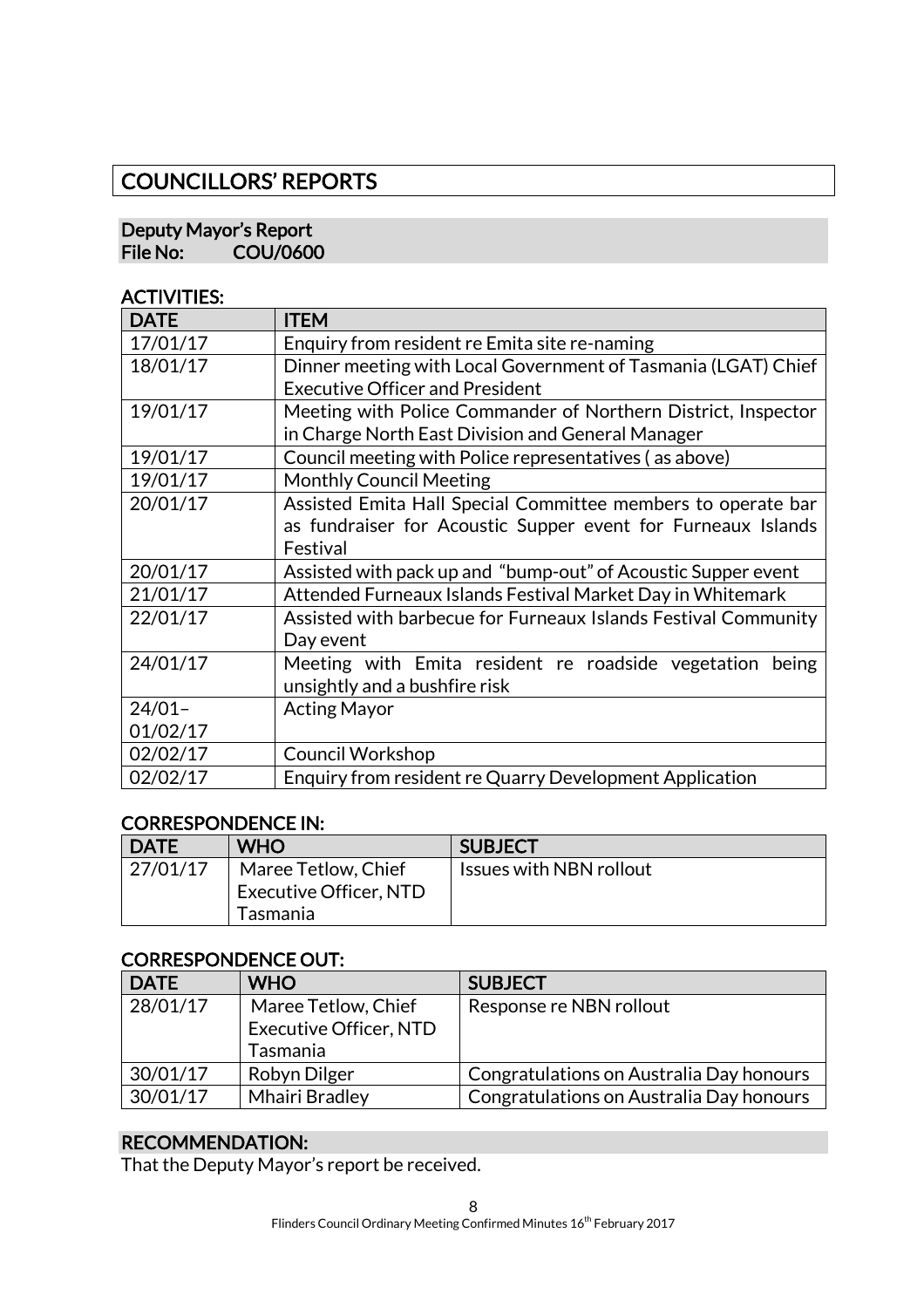# COUNCILLORS' REPORTS

## Deputy Mayor's Report
**File No: COU/0600**

### ACTIVITIES:

| DATE | ITEM |
| --- | --- |
| 17/01/17 | Enquiry from resident re Emita site re-naming |
| 18/01/17 | Dinner meeting with Local Government of Tasmania (LGAT) Chief Executive Officer and President |
| 19/01/17 | Meeting with Police Commander of Northern District, Inspector in Charge North East Division and General Manager |
| 19/01/17 | Council meeting with Police representatives ( as above) |
| 19/01/17 | Monthly Council Meeting |
| 20/01/17 | Assisted Emita Hall Special Committee members to operate bar as fundraiser for Acoustic Supper event for Furneaux Islands Festival |
| 20/01/17 | Assisted with pack up and "bump-out" of Acoustic Supper event |
| 21/01/17 | Attended Furneaux Islands Festival Market Day in Whitemark |
| 22/01/17 | Assisted with barbecue for Furneaux Islands Festival Community Day event |
| 24/01/17 | Meeting with Emita resident re roadside vegetation being unsightly and a bushfire risk |
| 24/01–01/02/17 | Acting Mayor |
| 02/02/17 | Council Workshop |
| 02/02/17 | Enquiry from resident re Quarry Development Application |

### CORRESPONDENCE IN:

| DATE | WHO | SUBJECT |
| --- | --- | --- |
| 27/01/17 | Maree Tetlow, Chief Executive Officer, NTD Tasmania | Issues with NBN rollout |

### CORRESPONDENCE OUT:

| DATE | WHO | SUBJECT |
| --- | --- | --- |
| 28/01/17 | Maree Tetlow, Chief Executive Officer, NTD Tasmania | Response re NBN rollout |
| 30/01/17 | Robyn Dilger | Congratulations on Australia Day honours |
| 30/01/17 | Mhairi Bradley | Congratulations on Australia Day honours |

### RECOMMENDATION:

That the Deputy Mayor's report be received.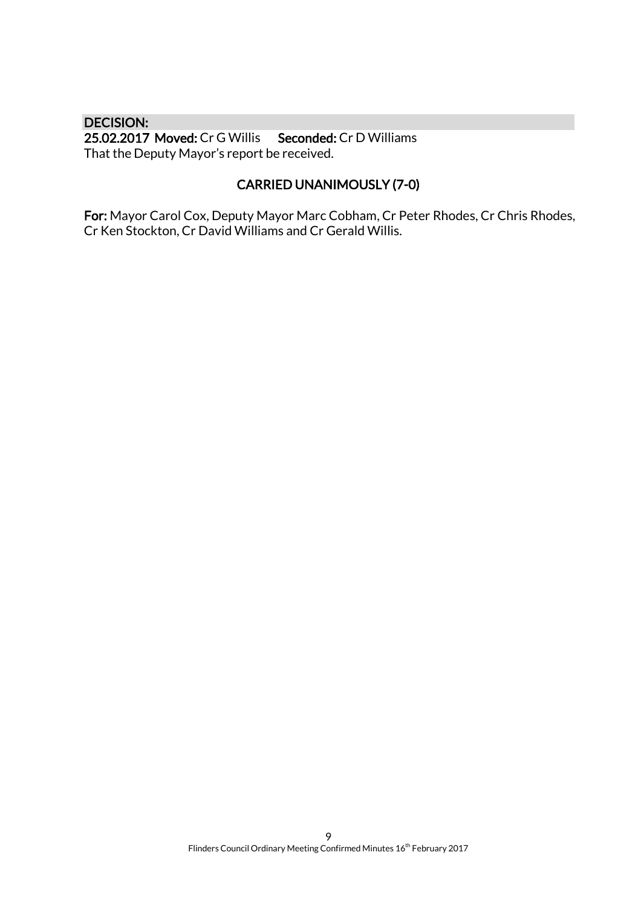**DECISION:**
**25.02.2017 Moved:** Cr G Willis **Seconded:** Cr D Williams
That the Deputy Mayor's report be received.

**CARRIED UNANIMOUSLY (7-0)**

**For:** Mayor Carol Cox, Deputy Mayor Marc Cobham, Cr Peter Rhodes, Cr Chris Rhodes, Cr Ken Stockton, Cr David Williams and Cr Gerald Willis.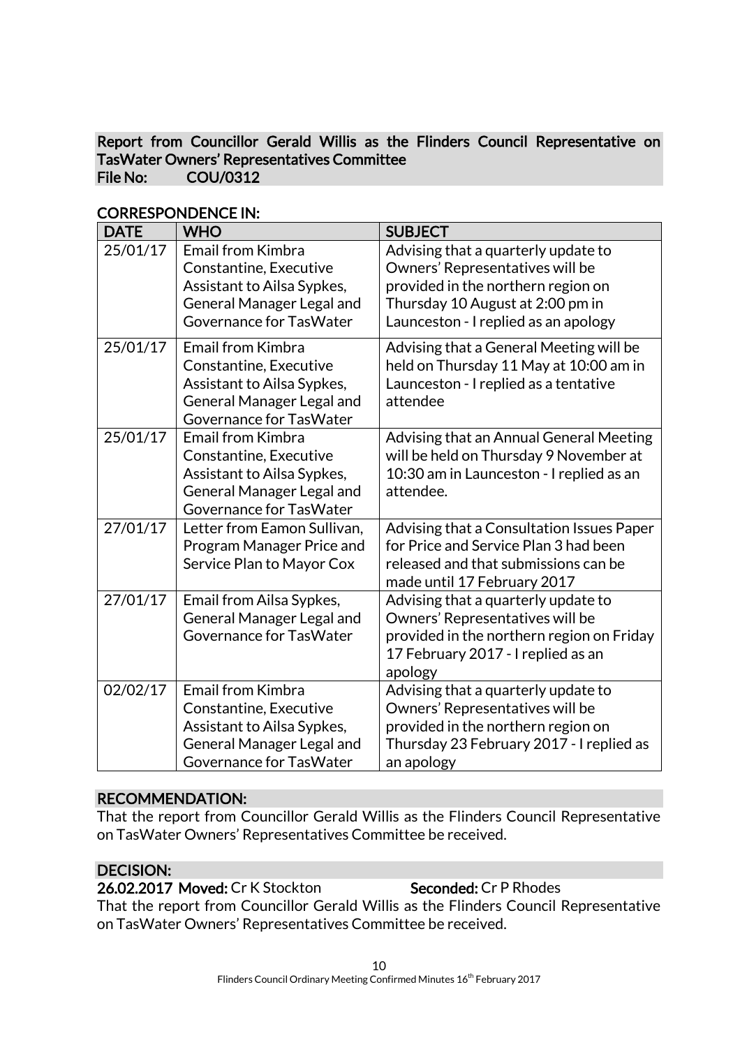**Report from Councillor Gerald Willis as the Flinders Council Representative on TasWater Owners' Representatives Committee**
**File No: COU/0312**

**CORRESPONDENCE IN:**

| DATE | WHO | SUBJECT |
| --- | --- | --- |
| 25/01/17 | Email from Kimbra Constantine, Executive Assistant to Ailsa Sypkes, General Manager Legal and Governance for TasWater | Advising that a quarterly update to Owners' Representatives will be provided in the northern region on Thursday 10 August at 2:00 pm in Launceston - I replied as an apology |
| 25/01/17 | Email from Kimbra Constantine, Executive Assistant to Ailsa Sypkes, General Manager Legal and Governance for TasWater | Advising that a General Meeting will be held on Thursday 11 May at 10:00 am in Launceston - I replied as a tentative attendee |
| 25/01/17 | Email from Kimbra Constantine, Executive Assistant to Ailsa Sypkes, General Manager Legal and Governance for TasWater | Advising that an Annual General Meeting will be held on Thursday 9 November at 10:30 am in Launceston - I replied as an attendee. |
| 27/01/17 | Letter from Eamon Sullivan, Program Manager Price and Service Plan to Mayor Cox | Advising that a Consultation Issues Paper for Price and Service Plan 3 had been released and that submissions can be made until 17 February 2017 |
| 27/01/17 | Email from Ailsa Sypkes, General Manager Legal and Governance for TasWater | Advising that a quarterly update to Owners' Representatives will be provided in the northern region on Friday 17 February 2017 - I replied as an apology |
| 02/02/17 | Email from Kimbra Constantine, Executive Assistant to Ailsa Sypkes, General Manager Legal and Governance for TasWater | Advising that a quarterly update to Owners' Representatives will be provided in the northern region on Thursday 23 February 2017 - I replied as an apology |

**RECOMMENDATION:**

That the report from Councillor Gerald Willis as the Flinders Council Representative on TasWater Owners' Representatives Committee be received.

**DECISION:**

**26.02.2017 Moved:** Cr K Stockton **Seconded:** Cr P Rhodes

That the report from Councillor Gerald Willis as the Flinders Council Representative on TasWater Owners' Representatives Committee be received.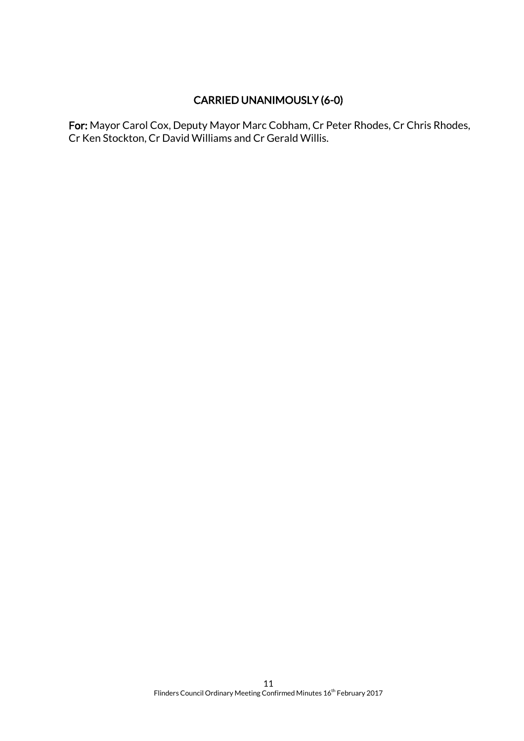**CARRIED UNANIMOUSLY (6-0)**

**For:** Mayor Carol Cox, Deputy Mayor Marc Cobham, Cr Peter Rhodes, Cr Chris Rhodes, Cr Ken Stockton, Cr David Williams and Cr Gerald Willis.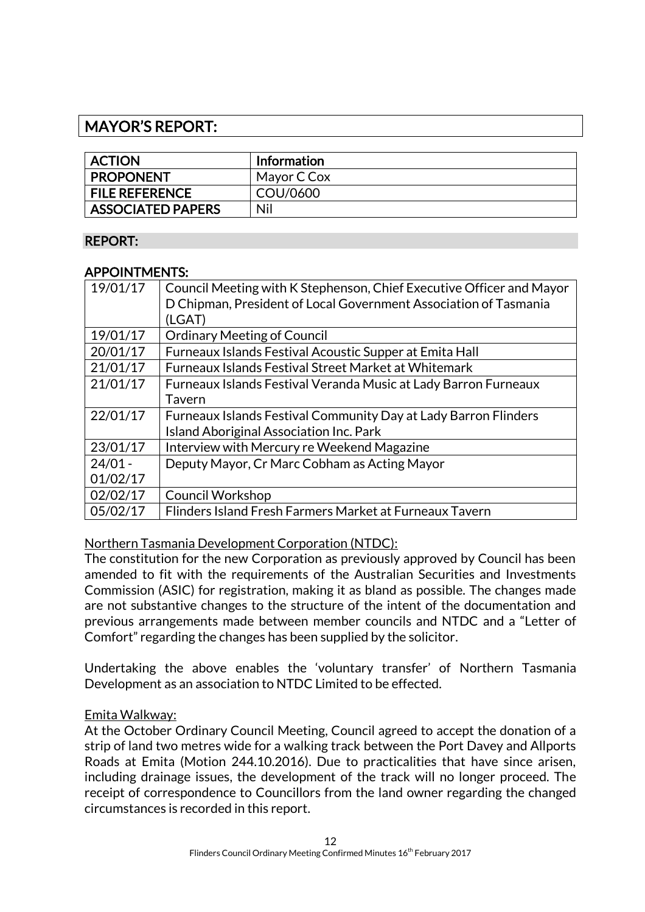# MAYOR'S REPORT:

| ACTION | Information |
| --- | --- |
| PROPONENT | Mayor C Cox |
| FILE REFERENCE | COU/0600 |
| ASSOCIATED PAPERS | Nil |

## REPORT:

### APPOINTMENTS:

| | |
| --- | --- |
| 19/01/17 | Council Meeting with K Stephenson, Chief Executive Officer and Mayor D Chipman, President of Local Government Association of Tasmania (LGAT) |
| 19/01/17 | Ordinary Meeting of Council |
| 20/01/17 | Furneaux Islands Festival Acoustic Supper at Emita Hall |
| 21/01/17 | Furneaux Islands Festival Street Market at Whitemark |
| 21/01/17 | Furneaux Islands Festival Veranda Music at Lady Barron Furneaux Tavern |
| 22/01/17 | Furneaux Islands Festival Community Day at Lady Barron Flinders Island Aboriginal Association Inc. Park |
| 23/01/17 | Interview with Mercury re Weekend Magazine |
| 24/01 - 01/02/17 | Deputy Mayor, Cr Marc Cobham as Acting Mayor |
| 02/02/17 | Council Workshop |
| 05/02/17 | Flinders Island Fresh Farmers Market at Furneaux Tavern |

Northern Tasmania Development Corporation (NTDC):

The constitution for the new Corporation as previously approved by Council has been amended to fit with the requirements of the Australian Securities and Investments Commission (ASIC) for registration, making it as bland as possible. The changes made are not substantive changes to the structure of the intent of the documentation and previous arrangements made between member councils and NTDC and a "Letter of Comfort" regarding the changes has been supplied by the solicitor.

Undertaking the above enables the 'voluntary transfer' of Northern Tasmania Development as an association to NTDC Limited to be effected.

Emita Walkway:

At the October Ordinary Council Meeting, Council agreed to accept the donation of a strip of land two metres wide for a walking track between the Port Davey and Allports Roads at Emita (Motion 244.10.2016). Due to practicalities that have since arisen, including drainage issues, the development of the track will no longer proceed. The receipt of correspondence to Councillors from the land owner regarding the changed circumstances is recorded in this report.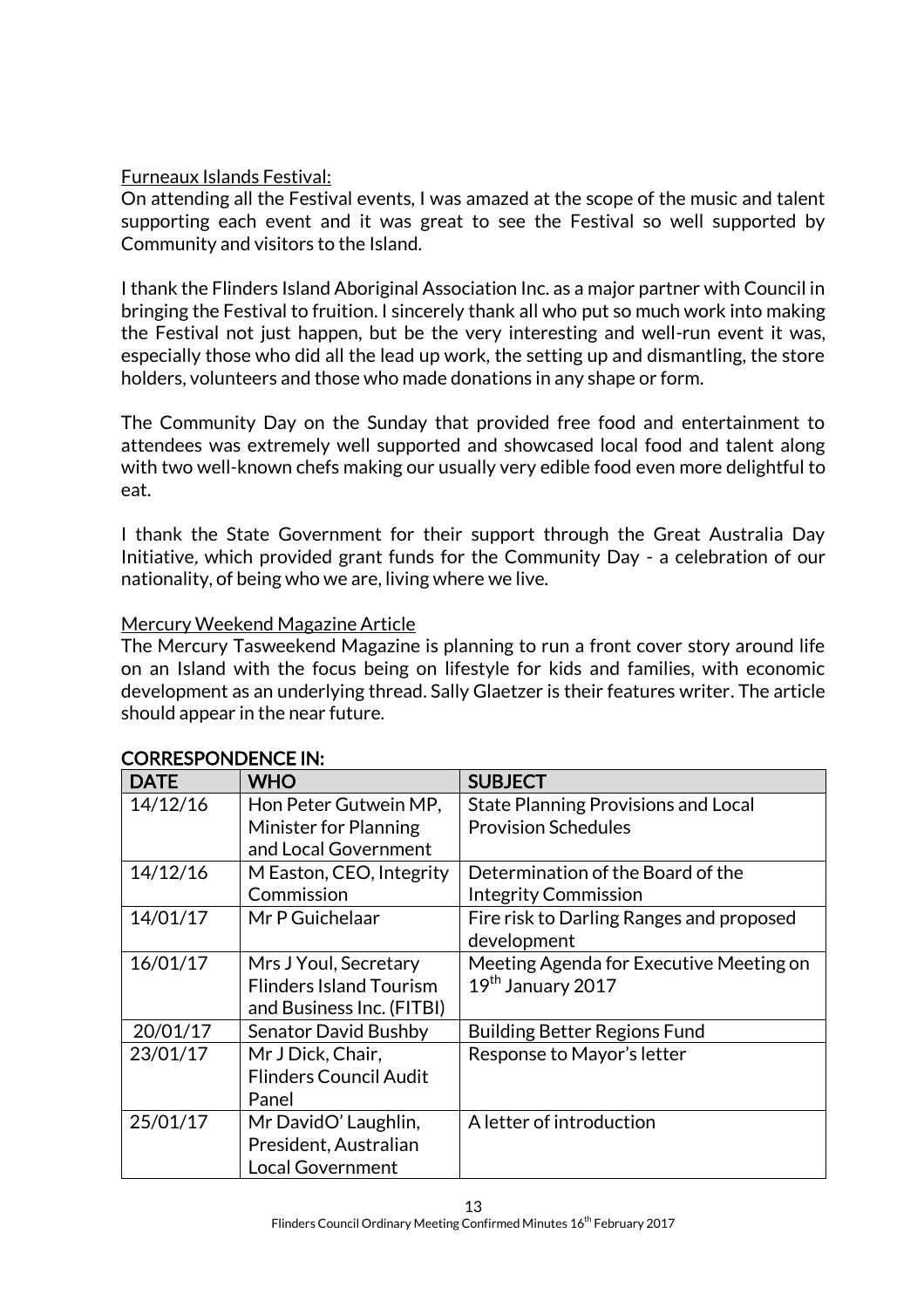Furneaux Islands Festival:

On attending all the Festival events, I was amazed at the scope of the music and talent supporting each event and it was great to see the Festival so well supported by Community and visitors to the Island.

I thank the Flinders Island Aboriginal Association Inc. as a major partner with Council in bringing the Festival to fruition. I sincerely thank all who put so much work into making the Festival not just happen, but be the very interesting and well-run event it was, especially those who did all the lead up work, the setting up and dismantling, the store holders, volunteers and those who made donations in any shape or form.

The Community Day on the Sunday that provided free food and entertainment to attendees was extremely well supported and showcased local food and talent along with two well-known chefs making our usually very edible food even more delightful to eat.

I thank the State Government for their support through the Great Australia Day Initiative, which provided grant funds for the Community Day - a celebration of our nationality, of being who we are, living where we live.

Mercury Weekend Magazine Article

The Mercury Tasweekend Magazine is planning to run a front cover story around life on an Island with the focus being on lifestyle for kids and families, with economic development as an underlying thread. Sally Glaetzer is their features writer. The article should appear in the near future.

**CORRESPONDENCE IN:**

| DATE | WHO | SUBJECT |
|---|---|---|
| 14/12/16 | Hon Peter Gutwein MP, Minister for Planning and Local Government | State Planning Provisions and Local Provision Schedules |
| 14/12/16 | M Easton, CEO, Integrity Commission | Determination of the Board of the Integrity Commission |
| 14/01/17 | Mr P Guichelaar | Fire risk to Darling Ranges and proposed development |
| 16/01/17 | Mrs J Youl, Secretary Flinders Island Tourism and Business Inc. (FITBI) | Meeting Agenda for Executive Meeting on 19th January 2017 |
| 20/01/17 | Senator David Bushby | Building Better Regions Fund |
| 23/01/17 | Mr J Dick, Chair, Flinders Council Audit Panel | Response to Mayor's letter |
| 25/01/17 | Mr DavidO' Laughlin, President, Australian Local Government | A letter of introduction |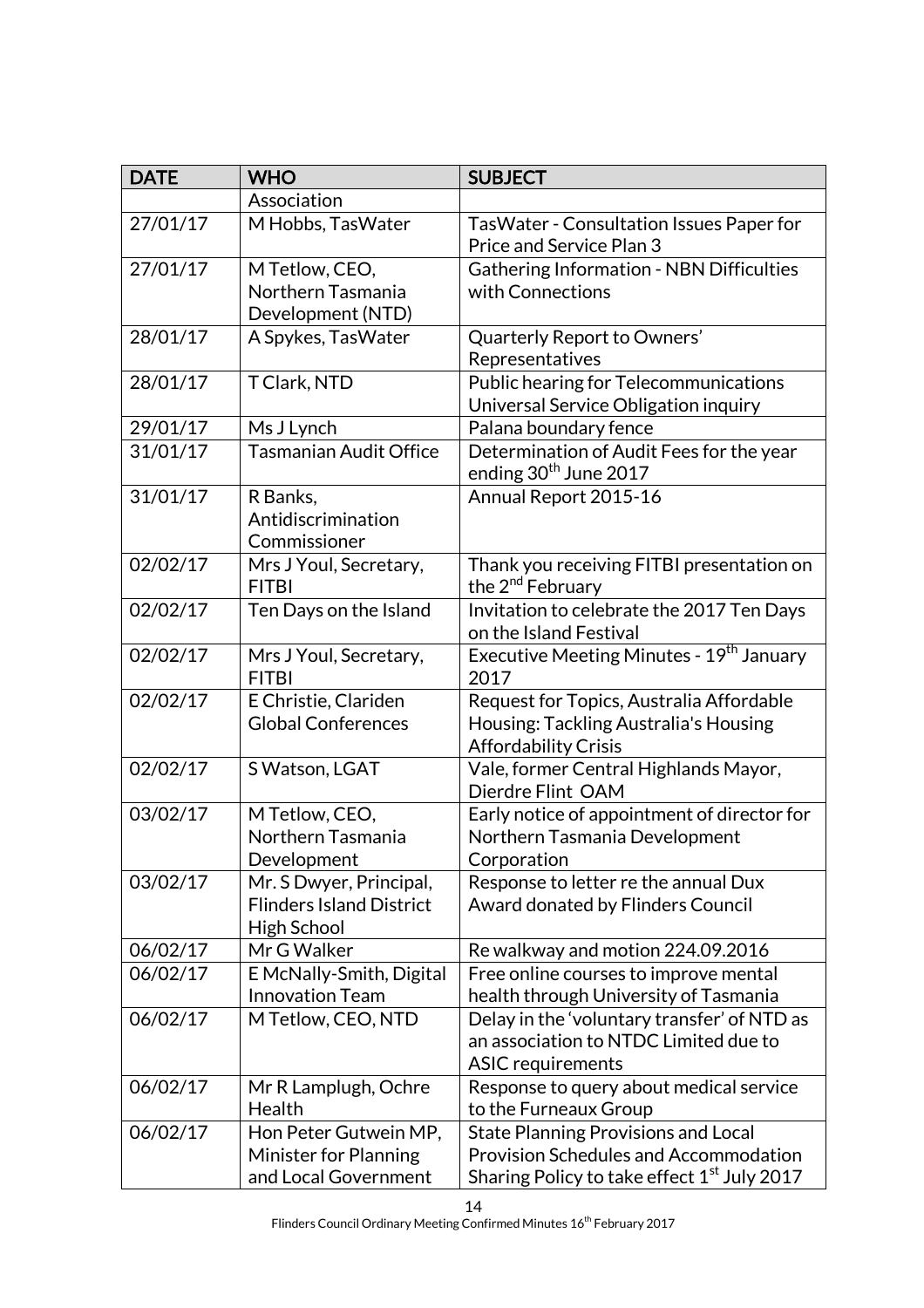| DATE | WHO | SUBJECT |
|---|---|---|
| | Association | |
| 27/01/17 | M Hobbs, TasWater | TasWater - Consultation Issues Paper for Price and Service Plan 3 |
| 27/01/17 | M Tetlow, CEO, Northern Tasmania Development (NTD) | Gathering Information - NBN Difficulties with Connections |
| 28/01/17 | A Spykes, TasWater | Quarterly Report to Owners' Representatives |
| 28/01/17 | T Clark, NTD | Public hearing for Telecommunications Universal Service Obligation inquiry |
| 29/01/17 | Ms J Lynch | Palana boundary fence |
| 31/01/17 | Tasmanian Audit Office | Determination of Audit Fees for the year ending 30th June 2017 |
| 31/01/17 | R Banks, Antidiscrimination Commissioner | Annual Report 2015-16 |
| 02/02/17 | Mrs J Youl, Secretary, FITBI | Thank you receiving FITBI presentation on the 2nd February |
| 02/02/17 | Ten Days on the Island | Invitation to celebrate the 2017 Ten Days on the Island Festival |
| 02/02/17 | Mrs J Youl, Secretary, FITBI | Executive Meeting Minutes - 19th January 2017 |
| 02/02/17 | E Christie, Clariden Global Conferences | Request for Topics, Australia Affordable Housing: Tackling Australia's Housing Affordability Crisis |
| 02/02/17 | S Watson, LGAT | Vale, former Central Highlands Mayor, Dierdre Flint OAM |
| 03/02/17 | M Tetlow, CEO, Northern Tasmania Development | Early notice of appointment of director for Northern Tasmania Development Corporation |
| 03/02/17 | Mr. S Dwyer, Principal, Flinders Island District High School | Response to letter re the annual Dux Award donated by Flinders Council |
| 06/02/17 | Mr G Walker | Re walkway and motion 224.09.2016 |
| 06/02/17 | E McNally-Smith, Digital Innovation Team | Free online courses to improve mental health through University of Tasmania |
| 06/02/17 | M Tetlow, CEO, NTD | Delay in the 'voluntary transfer' of NTD as an association to NTDC Limited due to ASIC requirements |
| 06/02/17 | Mr R Lamplugh, Ochre Health | Response to query about medical service to the Furneaux Group |
| 06/02/17 | Hon Peter Gutwein MP, Minister for Planning and Local Government | State Planning Provisions and Local Provision Schedules and Accommodation Sharing Policy to take effect 1st July 2017 |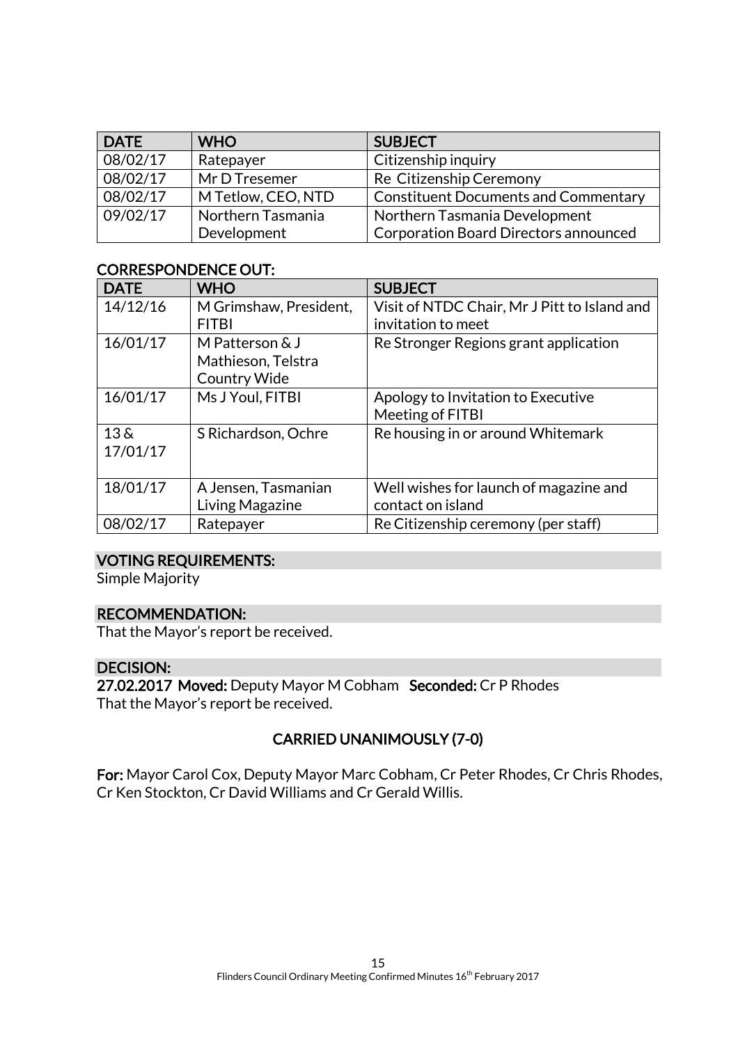| DATE | WHO | SUBJECT |
|---|---|---|
| 08/02/17 | Ratepayer | Citizenship inquiry |
| 08/02/17 | Mr D Tresemer | Re Citizenship Ceremony |
| 08/02/17 | M Tetlow, CEO, NTD | Constituent Documents and Commentary |
| 09/02/17 | Northern Tasmania Development | Northern Tasmania Development Corporation Board Directors announced |

### CORRESPONDENCE OUT:

| DATE | WHO | SUBJECT |
|---|---|---|
| 14/12/16 | M Grimshaw, President, FITBI | Visit of NTDC Chair, Mr J Pitt to Island and invitation to meet |
| 16/01/17 | M Patterson & J Mathieson, Telstra Country Wide | Re Stronger Regions grant application |
| 16/01/17 | Ms J Youl, FITBI | Apology to Invitation to Executive Meeting of FITBI |
| 13 & 17/01/17 | S Richardson, Ochre | Re housing in or around Whitemark |
| 18/01/17 | A Jensen, Tasmanian Living Magazine | Well wishes for launch of magazine and contact on island |
| 08/02/17 | Ratepayer | Re Citizenship ceremony (per staff) |

### VOTING REQUIREMENTS:

Simple Majority

### RECOMMENDATION:

That the Mayor's report be received.

### DECISION:

**27.02.2017 Moved:** Deputy Mayor M Cobham **Seconded:** Cr P Rhodes

That the Mayor's report be received.

**CARRIED UNANIMOUSLY (7-0)**

**For:** Mayor Carol Cox, Deputy Mayor Marc Cobham, Cr Peter Rhodes, Cr Chris Rhodes, Cr Ken Stockton, Cr David Williams and Cr Gerald Willis.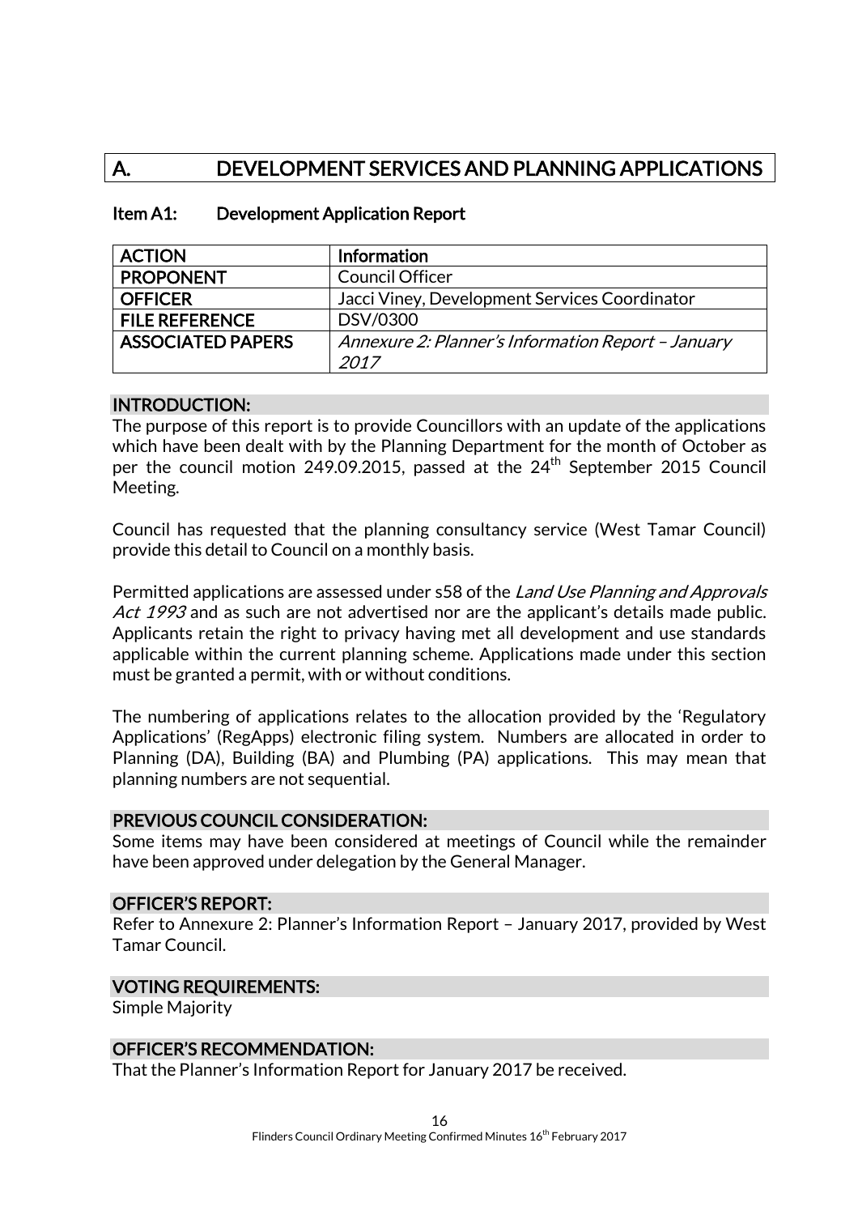## A. DEVELOPMENT SERVICES AND PLANNING APPLICATIONS

### Item A1: Development Application Report

| ACTION | Information |
|---|---|
| PROPONENT | Council Officer |
| OFFICER | Jacci Viney, Development Services Coordinator |
| FILE REFERENCE | DSV/0300 |
| ASSOCIATED PAPERS | *Annexure 2: Planner's Information Report – January 2017* |

#### INTRODUCTION:

The purpose of this report is to provide Councillors with an update of the applications which have been dealt with by the Planning Department for the month of October as per the council motion 249.09.2015, passed at the 24th September 2015 Council Meeting.

Council has requested that the planning consultancy service (West Tamar Council) provide this detail to Council on a monthly basis.

Permitted applications are assessed under s58 of the *Land Use Planning and Approvals Act 1993* and as such are not advertised nor are the applicant's details made public. Applicants retain the right to privacy having met all development and use standards applicable within the current planning scheme. Applications made under this section must be granted a permit, with or without conditions.

The numbering of applications relates to the allocation provided by the 'Regulatory Applications' (RegApps) electronic filing system. Numbers are allocated in order to Planning (DA), Building (BA) and Plumbing (PA) applications. This may mean that planning numbers are not sequential.

#### PREVIOUS COUNCIL CONSIDERATION:

Some items may have been considered at meetings of Council while the remainder have been approved under delegation by the General Manager.

#### OFFICER'S REPORT:

Refer to Annexure 2: Planner's Information Report – January 2017, provided by West Tamar Council.

#### VOTING REQUIREMENTS:

Simple Majority

#### OFFICER'S RECOMMENDATION:

That the Planner's Information Report for January 2017 be received.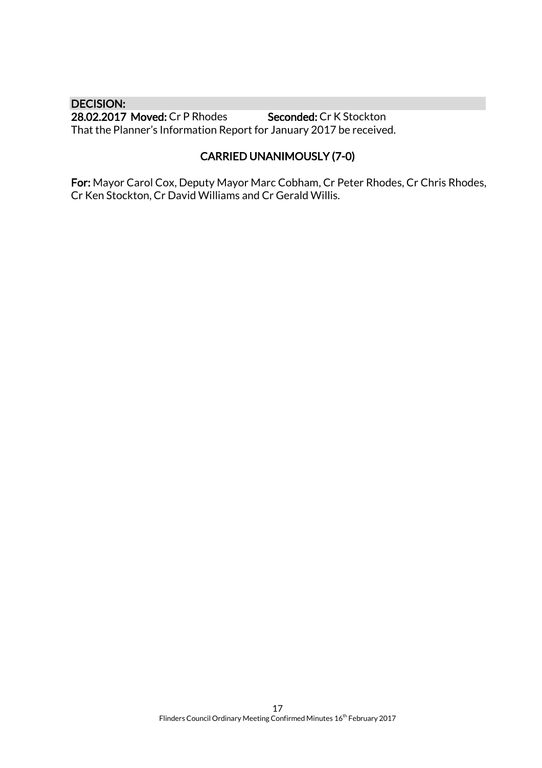**DECISION:**

**28.02.2017 Moved:** Cr P Rhodes **Seconded:** Cr K Stockton

That the Planner's Information Report for January 2017 be received.

**CARRIED UNANIMOUSLY (7-0)**

**For:** Mayor Carol Cox, Deputy Mayor Marc Cobham, Cr Peter Rhodes, Cr Chris Rhodes, Cr Ken Stockton, Cr David Williams and Cr Gerald Willis.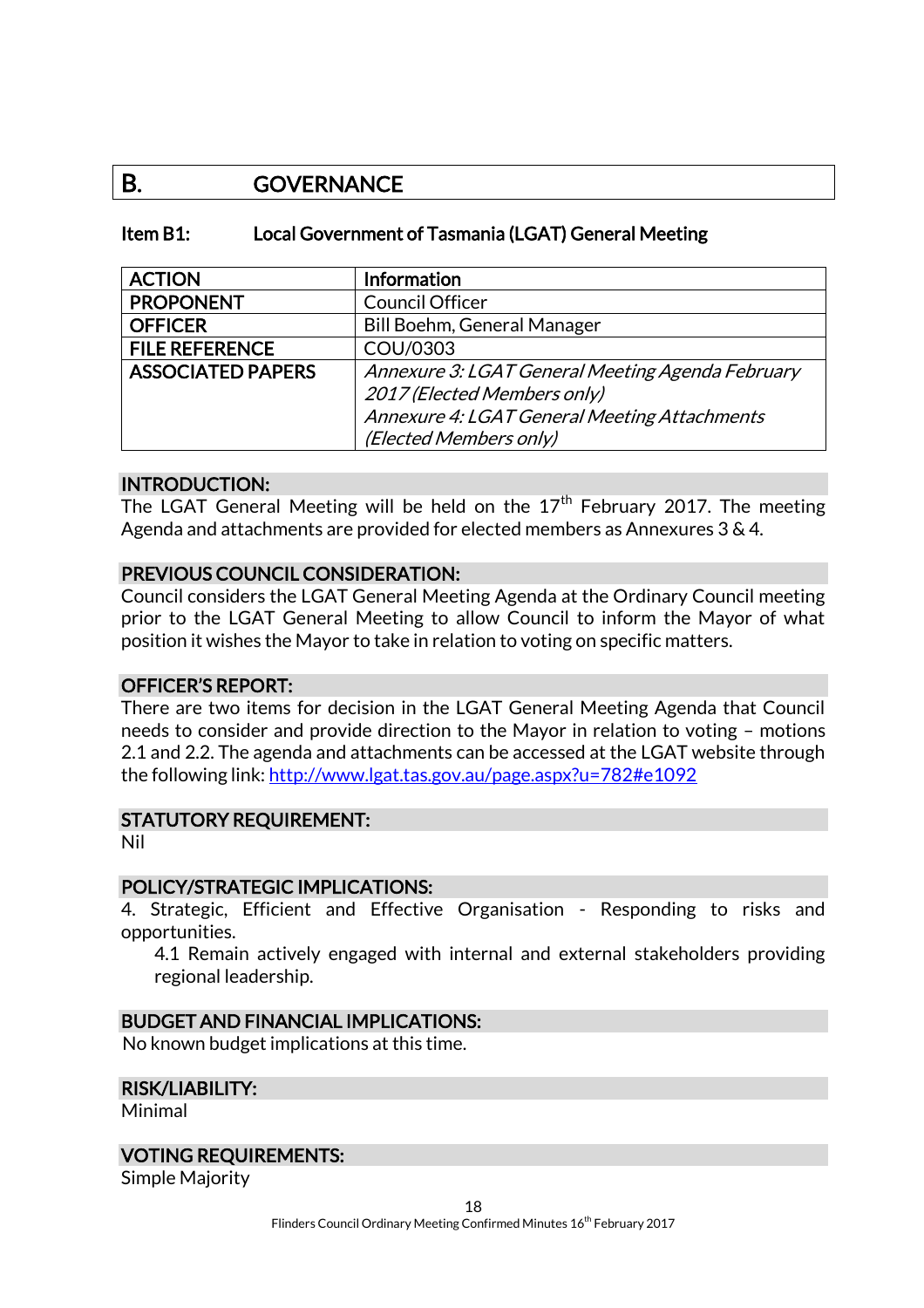# B. GOVERNANCE

## Item B1: Local Government of Tasmania (LGAT) General Meeting

| ACTION | Information |
|---|---|
| PROPONENT | Council Officer |
| OFFICER | Bill Boehm, General Manager |
| FILE REFERENCE | COU/0303 |
| ASSOCIATED PAPERS | *Annexure 3: LGAT General Meeting Agenda February 2017 (Elected Members only)*<br>*Annexure 4: LGAT General Meeting Attachments (Elected Members only)* |

### INTRODUCTION:

The LGAT General Meeting will be held on the 17th February 2017. The meeting Agenda and attachments are provided for elected members as Annexures 3 & 4.

### PREVIOUS COUNCIL CONSIDERATION:

Council considers the LGAT General Meeting Agenda at the Ordinary Council meeting prior to the LGAT General Meeting to allow Council to inform the Mayor of what position it wishes the Mayor to take in relation to voting on specific matters.

### OFFICER'S REPORT:

There are two items for decision in the LGAT General Meeting Agenda that Council needs to consider and provide direction to the Mayor in relation to voting – motions 2.1 and 2.2. The agenda and attachments can be accessed at the LGAT website through the following link: http://www.lgat.tas.gov.au/page.aspx?u=782#e1092

### STATUTORY REQUIREMENT:

Nil

### POLICY/STRATEGIC IMPLICATIONS:

4. Strategic, Efficient and Effective Organisation - Responding to risks and opportunities.

   4.1 Remain actively engaged with internal and external stakeholders providing regional leadership.

### BUDGET AND FINANCIAL IMPLICATIONS:

No known budget implications at this time.

### RISK/LIABILITY:

Minimal

### VOTING REQUIREMENTS:

Simple Majority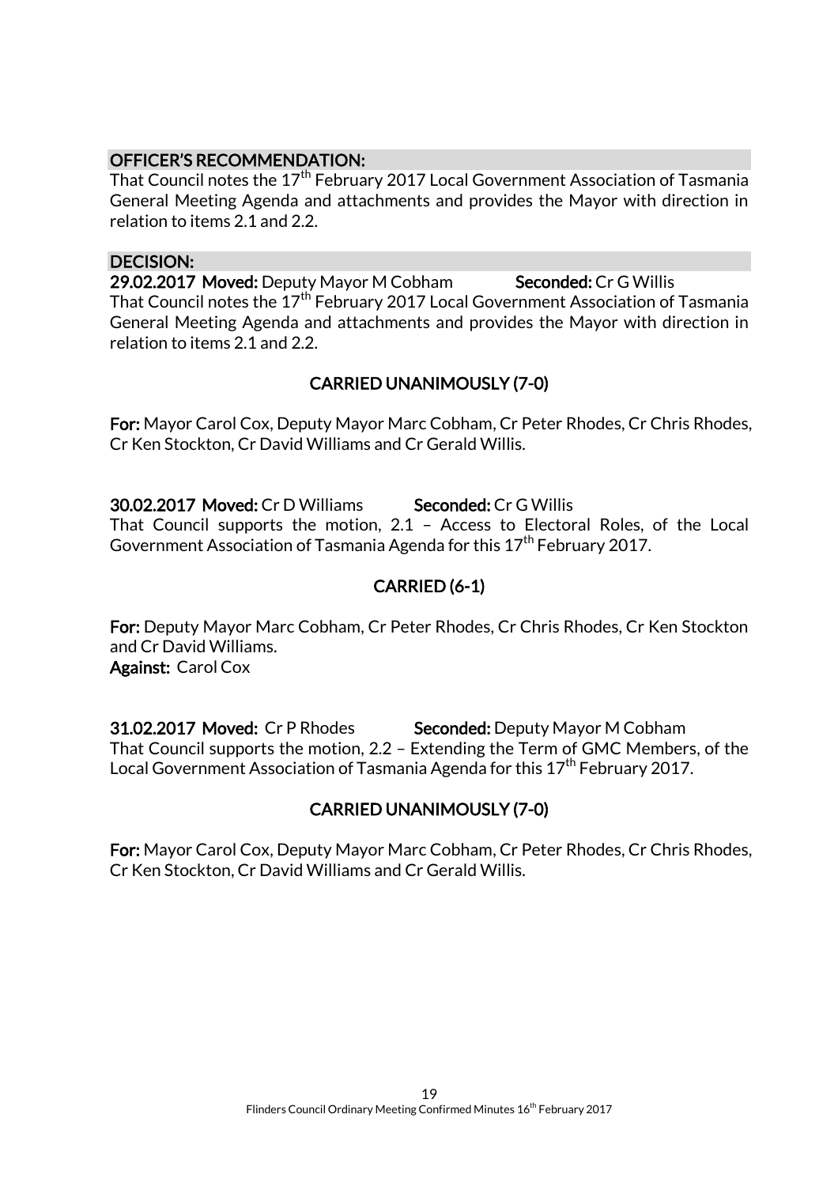**OFFICER'S RECOMMENDATION:**

That Council notes the 17th February 2017 Local Government Association of Tasmania General Meeting Agenda and attachments and provides the Mayor with direction in relation to items 2.1 and 2.2.

**DECISION:**

**29.02.2017 Moved:** Deputy Mayor M Cobham **Seconded:** Cr G Willis

That Council notes the 17th February 2017 Local Government Association of Tasmania General Meeting Agenda and attachments and provides the Mayor with direction in relation to items 2.1 and 2.2.

**CARRIED UNANIMOUSLY (7-0)**

**For:** Mayor Carol Cox, Deputy Mayor Marc Cobham, Cr Peter Rhodes, Cr Chris Rhodes, Cr Ken Stockton, Cr David Williams and Cr Gerald Willis.

**30.02.2017 Moved:** Cr D Williams **Seconded:** Cr G Willis

That Council supports the motion, 2.1 – Access to Electoral Roles, of the Local Government Association of Tasmania Agenda for this 17th February 2017.

**CARRIED (6-1)**

**For:** Deputy Mayor Marc Cobham, Cr Peter Rhodes, Cr Chris Rhodes, Cr Ken Stockton and Cr David Williams.

**Against:** Carol Cox

**31.02.2017 Moved:** Cr P Rhodes **Seconded:** Deputy Mayor M Cobham

That Council supports the motion, 2.2 – Extending the Term of GMC Members, of the Local Government Association of Tasmania Agenda for this 17th February 2017.

**CARRIED UNANIMOUSLY (7-0)**

**For:** Mayor Carol Cox, Deputy Mayor Marc Cobham, Cr Peter Rhodes, Cr Chris Rhodes, Cr Ken Stockton, Cr David Williams and Cr Gerald Willis.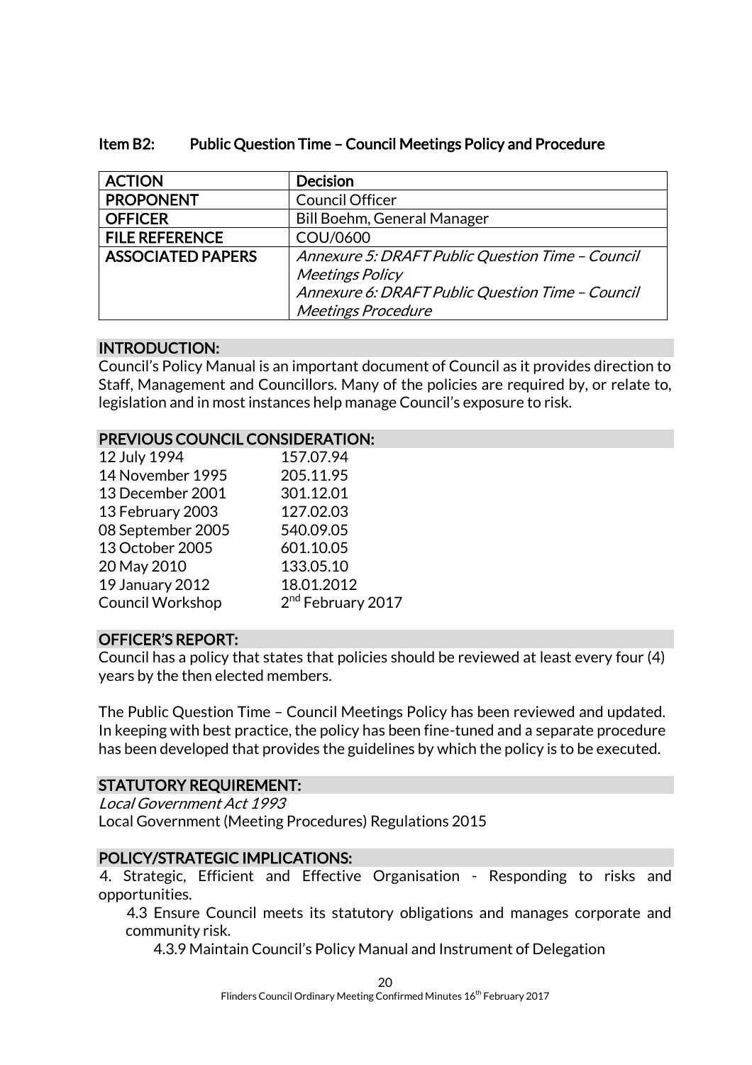### Item B2: Public Question Time – Council Meetings Policy and Procedure

| ACTION | Decision |
|---|---|
| PROPONENT | Council Officer |
| OFFICER | Bill Boehm, General Manager |
| FILE REFERENCE | COU/0600 |
| ASSOCIATED PAPERS | *Annexure 5: DRAFT Public Question Time – Council Meetings Policy*<br>*Annexure 6: DRAFT Public Question Time – Council Meetings Procedure* |

#### INTRODUCTION:

Council's Policy Manual is an important document of Council as it provides direction to Staff, Management and Councillors. Many of the policies are required by, or relate to, legislation and in most instances help manage Council's exposure to risk.

#### PREVIOUS COUNCIL CONSIDERATION:

| | |
|---|---|
| 12 July 1994 | 157.07.94 |
| 14 November 1995 | 205.11.95 |
| 13 December 2001 | 301.12.01 |
| 13 February 2003 | 127.02.03 |
| 08 September 2005 | 540.09.05 |
| 13 October 2005 | 601.10.05 |
| 20 May 2010 | 133.05.10 |
| 19 January 2012 | 18.01.2012 |
| Council Workshop | 2nd February 2017 |

#### OFFICER'S REPORT:

Council has a policy that states that policies should be reviewed at least every four (4) years by the then elected members.

The Public Question Time – Council Meetings Policy has been reviewed and updated. In keeping with best practice, the policy has been fine-tuned and a separate procedure has been developed that provides the guidelines by which the policy is to be executed.

#### STATUTORY REQUIREMENT:

*Local Government Act 1993*
Local Government (Meeting Procedures) Regulations 2015

#### POLICY/STRATEGIC IMPLICATIONS:

4. Strategic, Efficient and Effective Organisation - Responding to risks and opportunities.
   - 4.3 Ensure Council meets its statutory obligations and manages corporate and community risk.
     - 4.3.9 Maintain Council's Policy Manual and Instrument of Delegation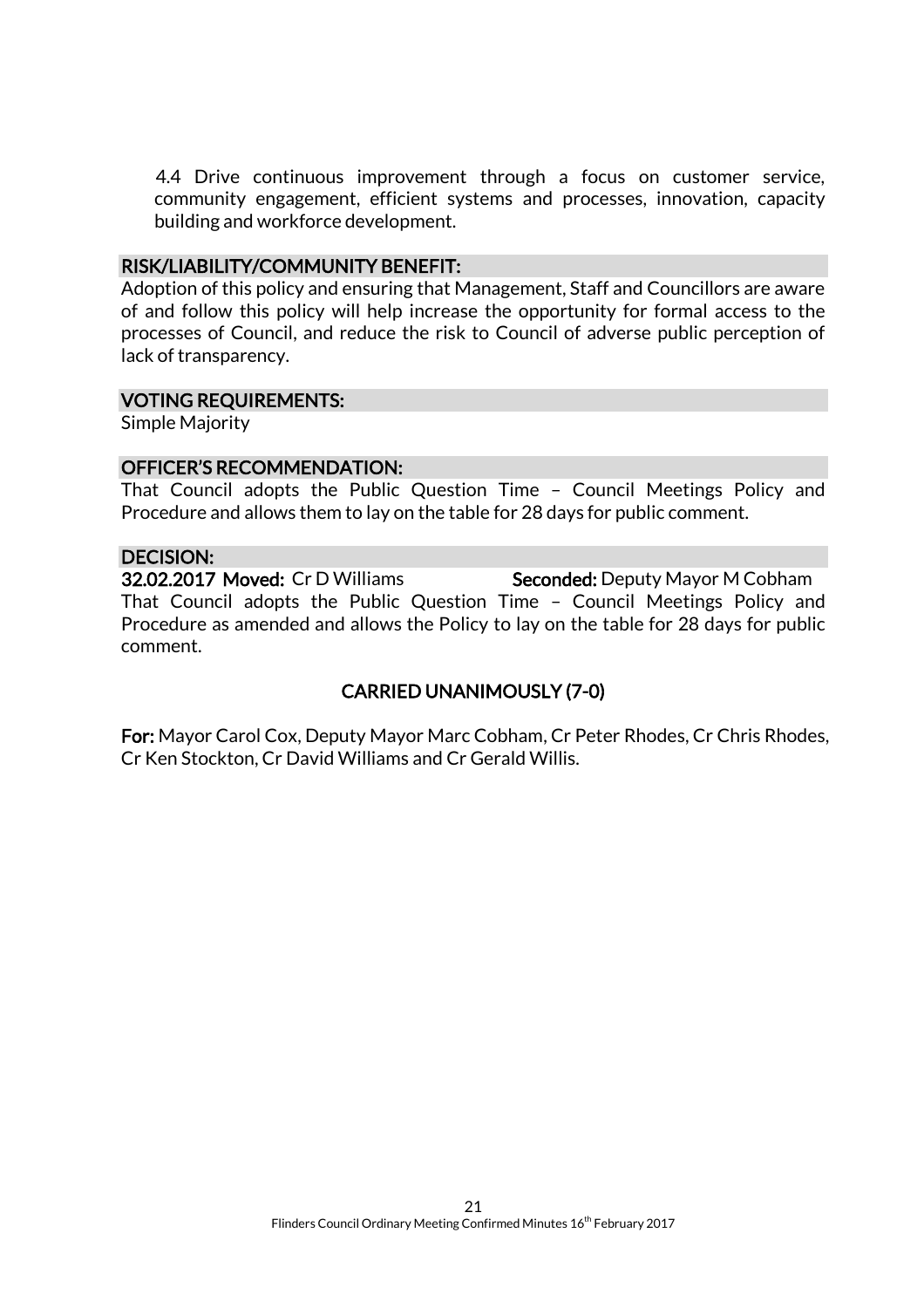4.4 Drive continuous improvement through a focus on customer service, community engagement, efficient systems and processes, innovation, capacity building and workforce development.

## RISK/LIABILITY/COMMUNITY BENEFIT:

Adoption of this policy and ensuring that Management, Staff and Councillors are aware of and follow this policy will help increase the opportunity for formal access to the processes of Council, and reduce the risk to Council of adverse public perception of lack of transparency.

## VOTING REQUIREMENTS:

Simple Majority

## OFFICER'S RECOMMENDATION:

That Council adopts the Public Question Time – Council Meetings Policy and Procedure and allows them to lay on the table for 28 days for public comment.

## DECISION:

**32.02.2017 Moved:** Cr D Williams **Seconded:** Deputy Mayor M Cobham

That Council adopts the Public Question Time – Council Meetings Policy and Procedure as amended and allows the Policy to lay on the table for 28 days for public comment.

**CARRIED UNANIMOUSLY (7-0)**

**For:** Mayor Carol Cox, Deputy Mayor Marc Cobham, Cr Peter Rhodes, Cr Chris Rhodes, Cr Ken Stockton, Cr David Williams and Cr Gerald Willis.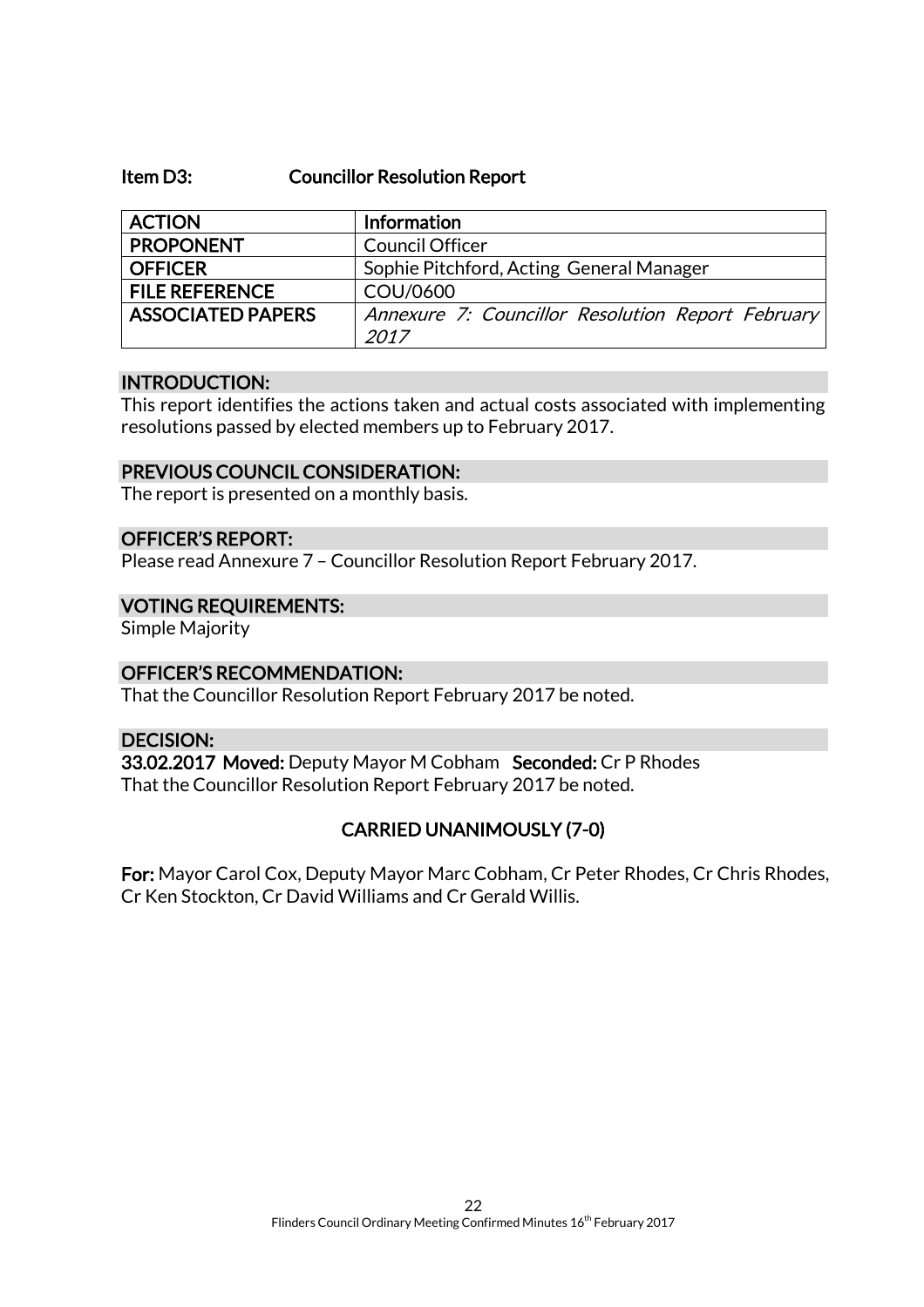### Item D3: Councillor Resolution Report

| ACTION | Information |
| --- | --- |
| PROPONENT | Council Officer |
| OFFICER | Sophie Pitchford, Acting General Manager |
| FILE REFERENCE | COU/0600 |
| ASSOCIATED PAPERS | *Annexure 7: Councillor Resolution Report February 2017* |

#### INTRODUCTION:

This report identifies the actions taken and actual costs associated with implementing resolutions passed by elected members up to February 2017.

#### PREVIOUS COUNCIL CONSIDERATION:

The report is presented on a monthly basis.

#### OFFICER'S REPORT:

Please read Annexure 7 – Councillor Resolution Report February 2017.

#### VOTING REQUIREMENTS:

Simple Majority

#### OFFICER'S RECOMMENDATION:

That the Councillor Resolution Report February 2017 be noted.

#### DECISION:

**33.02.2017 Moved:** Deputy Mayor M Cobham **Seconded:** Cr P Rhodes
That the Councillor Resolution Report February 2017 be noted.

**CARRIED UNANIMOUSLY (7-0)**

**For:** Mayor Carol Cox, Deputy Mayor Marc Cobham, Cr Peter Rhodes, Cr Chris Rhodes, Cr Ken Stockton, Cr David Williams and Cr Gerald Willis.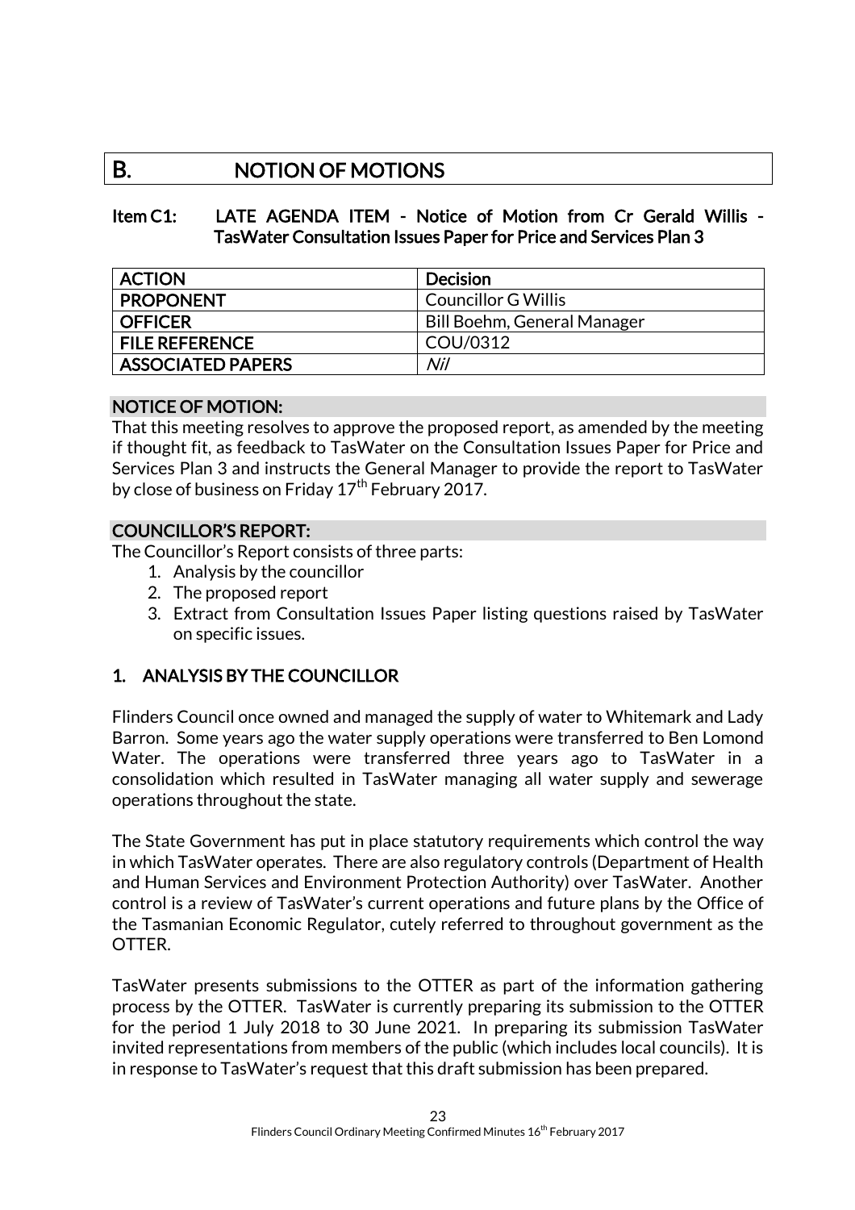# B. NOTION OF MOTIONS

## Item C1: LATE AGENDA ITEM - Notice of Motion from Cr Gerald Willis - TasWater Consultation Issues Paper for Price and Services Plan 3

| ACTION | Decision |
|---|---|
| PROPONENT | Councillor G Willis |
| OFFICER | Bill Boehm, General Manager |
| FILE REFERENCE | COU/0312 |
| ASSOCIATED PAPERS | *Nil* |

### NOTICE OF MOTION:

That this meeting resolves to approve the proposed report, as amended by the meeting if thought fit, as feedback to TasWater on the Consultation Issues Paper for Price and Services Plan 3 and instructs the General Manager to provide the report to TasWater by close of business on Friday 17th February 2017.

### COUNCILLOR'S REPORT:

The Councillor's Report consists of three parts:

1. Analysis by the councillor
2. The proposed report
3. Extract from Consultation Issues Paper listing questions raised by TasWater on specific issues.

### 1. ANALYSIS BY THE COUNCILLOR

Flinders Council once owned and managed the supply of water to Whitemark and Lady Barron. Some years ago the water supply operations were transferred to Ben Lomond Water. The operations were transferred three years ago to TasWater in a consolidation which resulted in TasWater managing all water supply and sewerage operations throughout the state.

The State Government has put in place statutory requirements which control the way in which TasWater operates. There are also regulatory controls (Department of Health and Human Services and Environment Protection Authority) over TasWater. Another control is a review of TasWater's current operations and future plans by the Office of the Tasmanian Economic Regulator, cutely referred to throughout government as the OTTER.

TasWater presents submissions to the OTTER as part of the information gathering process by the OTTER. TasWater is currently preparing its submission to the OTTER for the period 1 July 2018 to 30 June 2021. In preparing its submission TasWater invited representations from members of the public (which includes local councils). It is in response to TasWater's request that this draft submission has been prepared.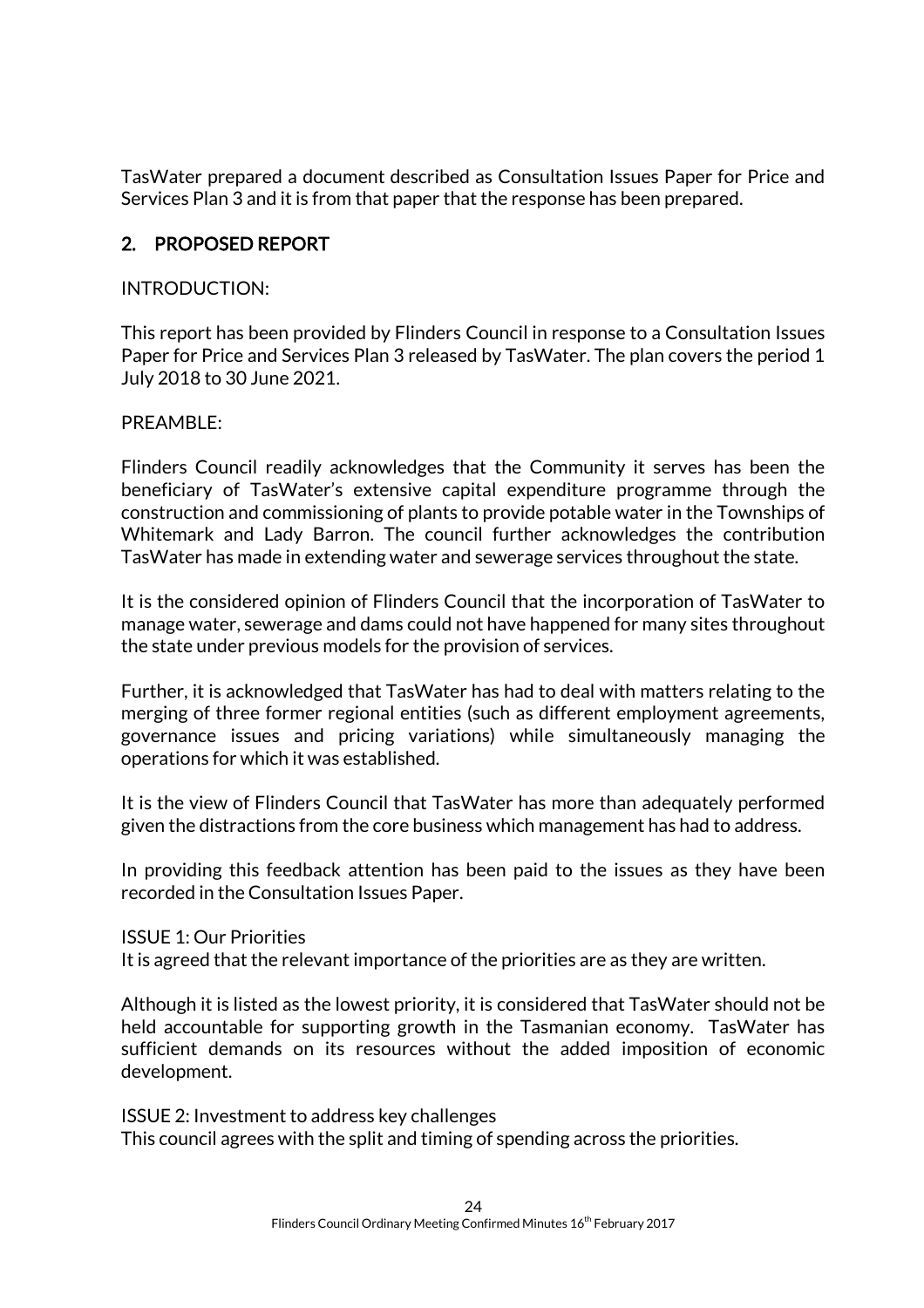TasWater prepared a document described as Consultation Issues Paper for Price and Services Plan 3 and it is from that paper that the response has been prepared.

## 2. PROPOSED REPORT

INTRODUCTION:

This report has been provided by Flinders Council in response to a Consultation Issues Paper for Price and Services Plan 3 released by TasWater. The plan covers the period 1 July 2018 to 30 June 2021.

PREAMBLE:

Flinders Council readily acknowledges that the Community it serves has been the beneficiary of TasWater's extensive capital expenditure programme through the construction and commissioning of plants to provide potable water in the Townships of Whitemark and Lady Barron. The council further acknowledges the contribution TasWater has made in extending water and sewerage services throughout the state.

It is the considered opinion of Flinders Council that the incorporation of TasWater to manage water, sewerage and dams could not have happened for many sites throughout the state under previous models for the provision of services.

Further, it is acknowledged that TasWater has had to deal with matters relating to the merging of three former regional entities (such as different employment agreements, governance issues and pricing variations) while simultaneously managing the operations for which it was established.

It is the view of Flinders Council that TasWater has more than adequately performed given the distractions from the core business which management has had to address.

In providing this feedback attention has been paid to the issues as they have been recorded in the Consultation Issues Paper.

ISSUE 1: Our Priorities
It is agreed that the relevant importance of the priorities are as they are written.

Although it is listed as the lowest priority, it is considered that TasWater should not be held accountable for supporting growth in the Tasmanian economy. TasWater has sufficient demands on its resources without the added imposition of economic development.

ISSUE 2: Investment to address key challenges
This council agrees with the split and timing of spending across the priorities.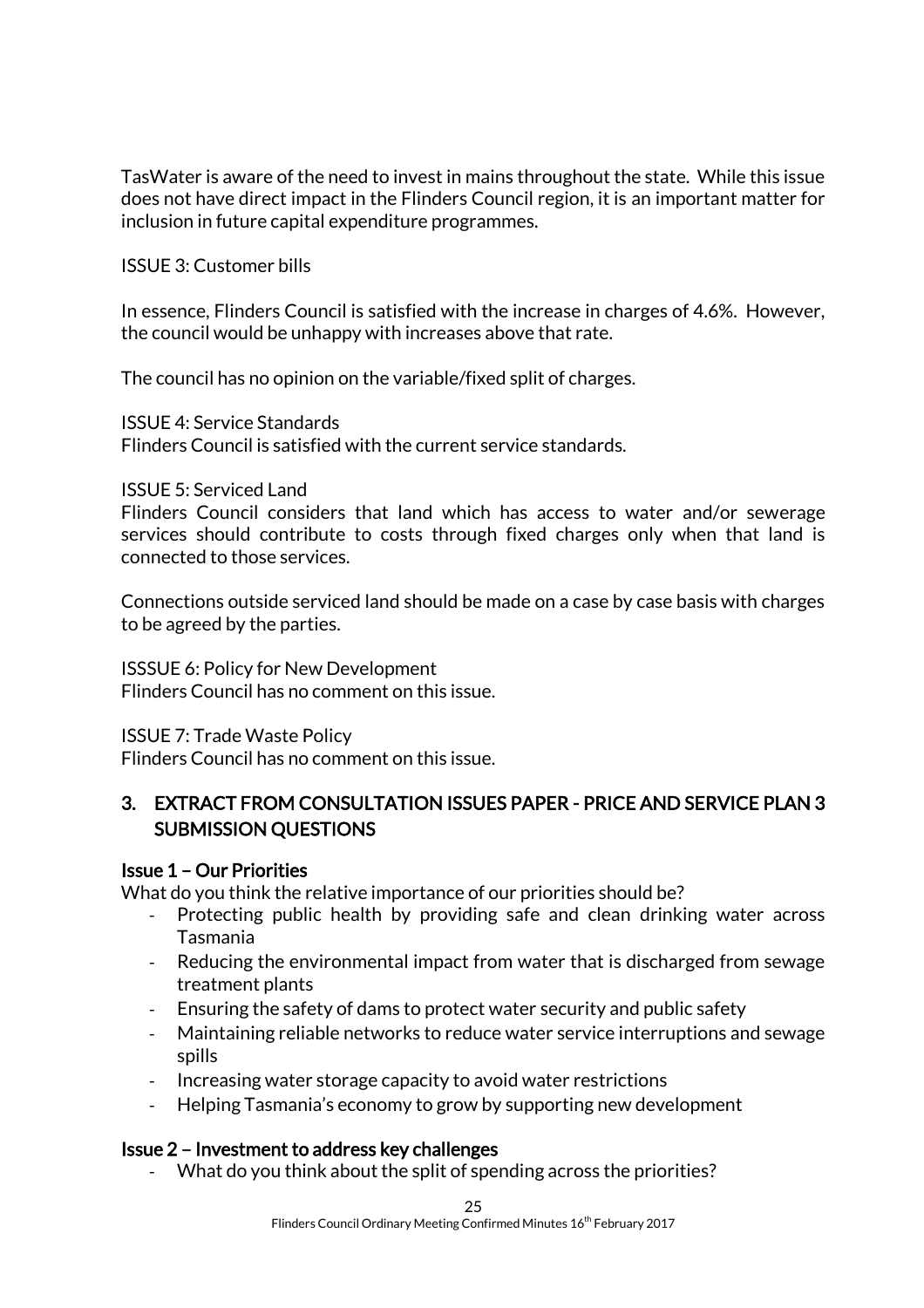TasWater is aware of the need to invest in mains throughout the state. While this issue does not have direct impact in the Flinders Council region, it is an important matter for inclusion in future capital expenditure programmes.

ISSUE 3: Customer bills

In essence, Flinders Council is satisfied with the increase in charges of 4.6%. However, the council would be unhappy with increases above that rate.

The council has no opinion on the variable/fixed split of charges.

ISSUE 4: Service Standards
Flinders Council is satisfied with the current service standards.

ISSUE 5: Serviced Land
Flinders Council considers that land which has access to water and/or sewerage services should contribute to costs through fixed charges only when that land is connected to those services.

Connections outside serviced land should be made on a case by case basis with charges to be agreed by the parties.

ISSSUE 6: Policy for New Development
Flinders Council has no comment on this issue.

ISSUE 7: Trade Waste Policy
Flinders Council has no comment on this issue.

## 3. EXTRACT FROM CONSULTATION ISSUES PAPER - PRICE AND SERVICE PLAN 3 SUBMISSION QUESTIONS

### Issue 1 – Our Priorities

What do you think the relative importance of our priorities should be?

- Protecting public health by providing safe and clean drinking water across Tasmania
- Reducing the environmental impact from water that is discharged from sewage treatment plants
- Ensuring the safety of dams to protect water security and public safety
- Maintaining reliable networks to reduce water service interruptions and sewage spills
- Increasing water storage capacity to avoid water restrictions
- Helping Tasmania's economy to grow by supporting new development

### Issue 2 – Investment to address key challenges

- What do you think about the split of spending across the priorities?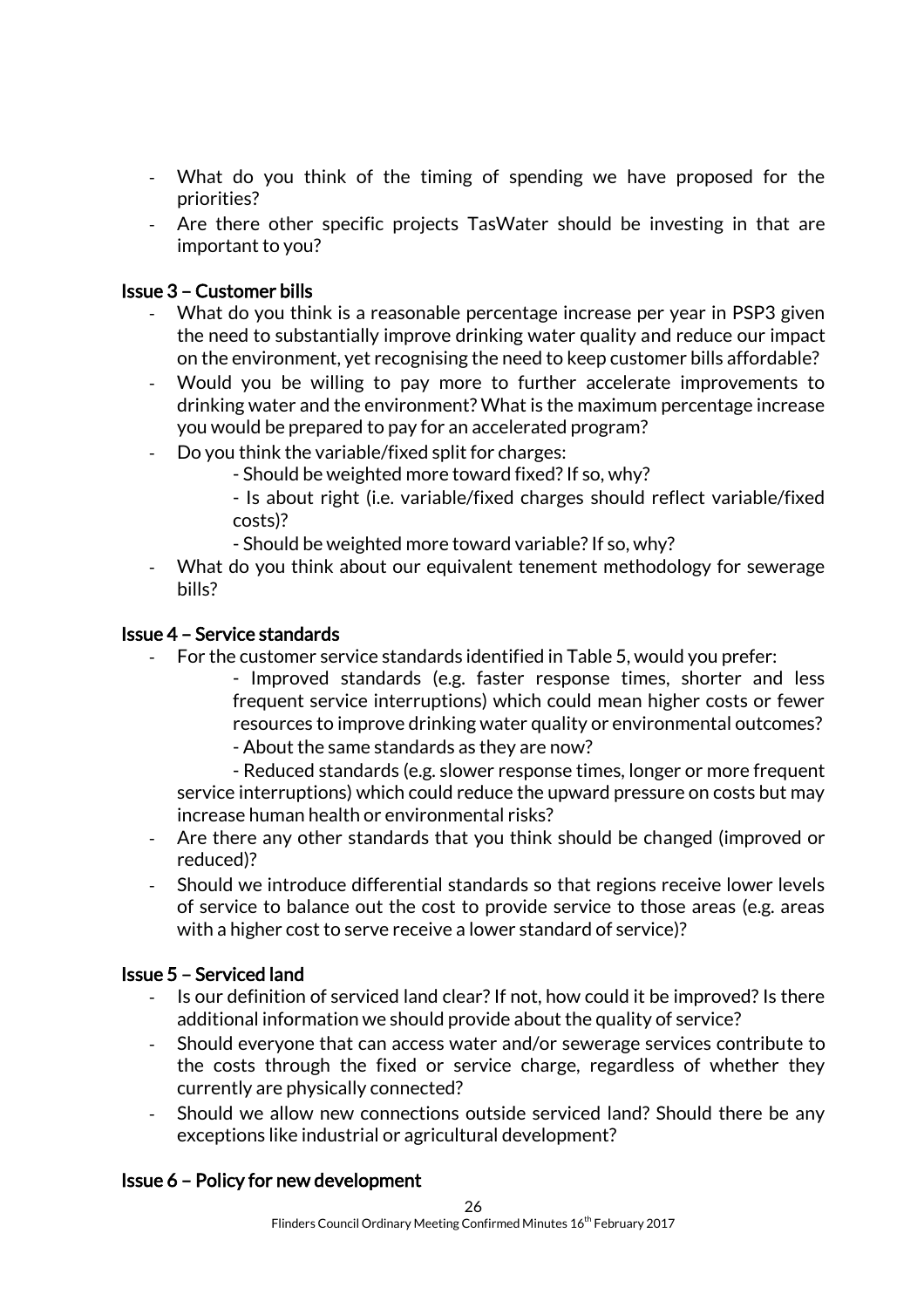- What do you think of the timing of spending we have proposed for the priorities?
- Are there other specific projects TasWater should be investing in that are important to you?

### Issue 3 – Customer bills

- What do you think is a reasonable percentage increase per year in PSP3 given the need to substantially improve drinking water quality and reduce our impact on the environment, yet recognising the need to keep customer bills affordable?
- Would you be willing to pay more to further accelerate improvements to drinking water and the environment? What is the maximum percentage increase you would be prepared to pay for an accelerated program?
- Do you think the variable/fixed split for charges:
  - Should be weighted more toward fixed? If so, why?
  - Is about right (i.e. variable/fixed charges should reflect variable/fixed costs)?
  - Should be weighted more toward variable? If so, why?
- What do you think about our equivalent tenement methodology for sewerage bills?

### Issue 4 – Service standards

- For the customer service standards identified in Table 5, would you prefer:
  - Improved standards (e.g. faster response times, shorter and less frequent service interruptions) which could mean higher costs or fewer resources to improve drinking water quality or environmental outcomes?
  - About the same standards as they are now?
  - Reduced standards (e.g. slower response times, longer or more frequent service interruptions) which could reduce the upward pressure on costs but may increase human health or environmental risks?
- Are there any other standards that you think should be changed (improved or reduced)?
- Should we introduce differential standards so that regions receive lower levels of service to balance out the cost to provide service to those areas (e.g. areas with a higher cost to serve receive a lower standard of service)?

### Issue 5 – Serviced land

- Is our definition of serviced land clear? If not, how could it be improved? Is there additional information we should provide about the quality of service?
- Should everyone that can access water and/or sewerage services contribute to the costs through the fixed or service charge, regardless of whether they currently are physically connected?
- Should we allow new connections outside serviced land? Should there be any exceptions like industrial or agricultural development?

### Issue 6 – Policy for new development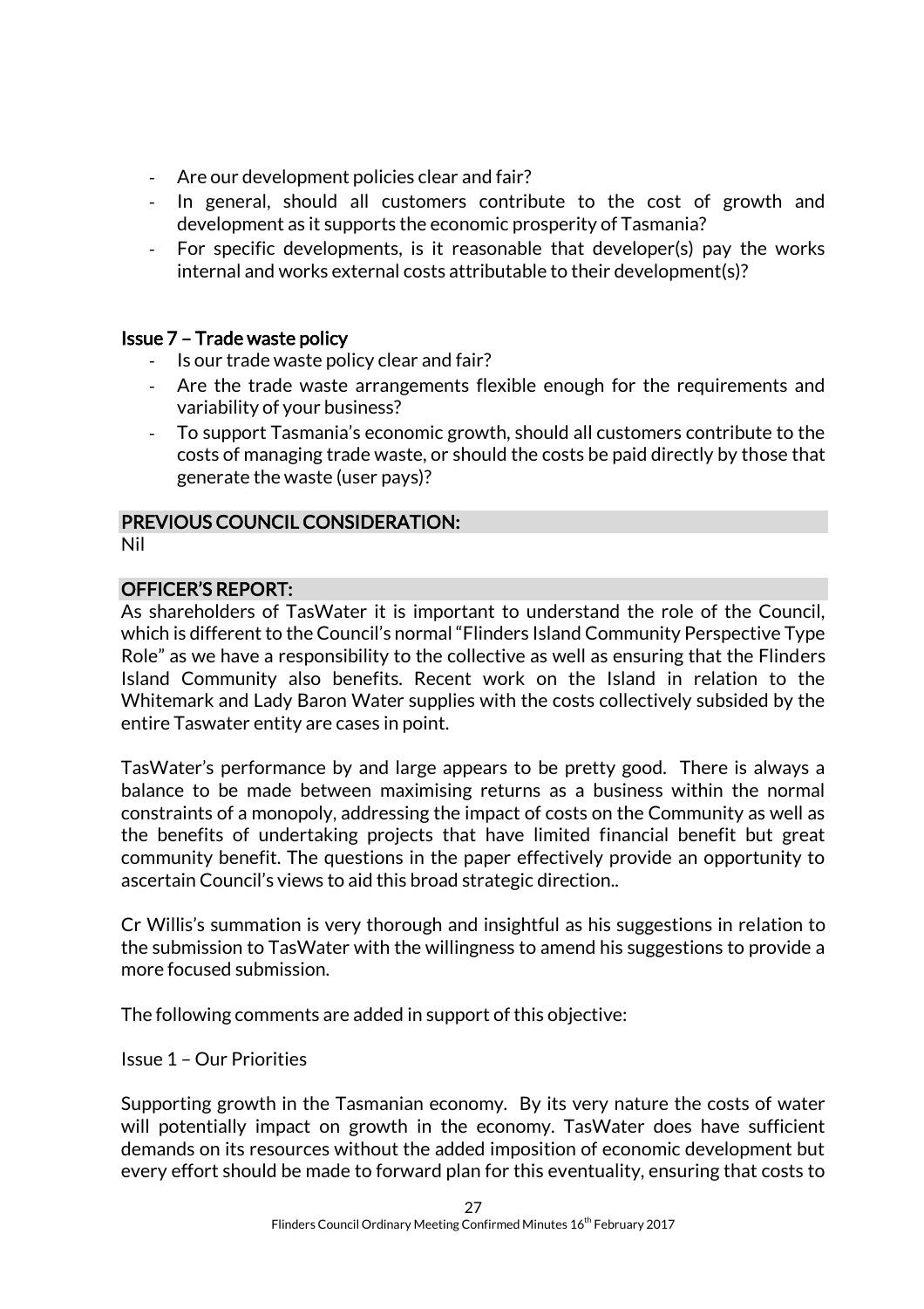- Are our development policies clear and fair?
- In general, should all customers contribute to the cost of growth and development as it supports the economic prosperity of Tasmania?
- For specific developments, is it reasonable that developer(s) pay the works internal and works external costs attributable to their development(s)?

### Issue 7 – Trade waste policy

- Is our trade waste policy clear and fair?
- Are the trade waste arrangements flexible enough for the requirements and variability of your business?
- To support Tasmania's economic growth, should all customers contribute to the costs of managing trade waste, or should the costs be paid directly by those that generate the waste (user pays)?

## PREVIOUS COUNCIL CONSIDERATION:

Nil

## OFFICER'S REPORT:

As shareholders of TasWater it is important to understand the role of the Council, which is different to the Council's normal "Flinders Island Community Perspective Type Role" as we have a responsibility to the collective as well as ensuring that the Flinders Island Community also benefits. Recent work on the Island in relation to the Whitemark and Lady Baron Water supplies with the costs collectively subsided by the entire Taswater entity are cases in point.

TasWater's performance by and large appears to be pretty good. There is always a balance to be made between maximising returns as a business within the normal constraints of a monopoly, addressing the impact of costs on the Community as well as the benefits of undertaking projects that have limited financial benefit but great community benefit. The questions in the paper effectively provide an opportunity to ascertain Council's views to aid this broad strategic direction..

Cr Willis's summation is very thorough and insightful as his suggestions in relation to the submission to TasWater with the willingness to amend his suggestions to provide a more focused submission.

The following comments are added in support of this objective:

Issue 1 – Our Priorities

Supporting growth in the Tasmanian economy. By its very nature the costs of water will potentially impact on growth in the economy. TasWater does have sufficient demands on its resources without the added imposition of economic development but every effort should be made to forward plan for this eventuality, ensuring that costs to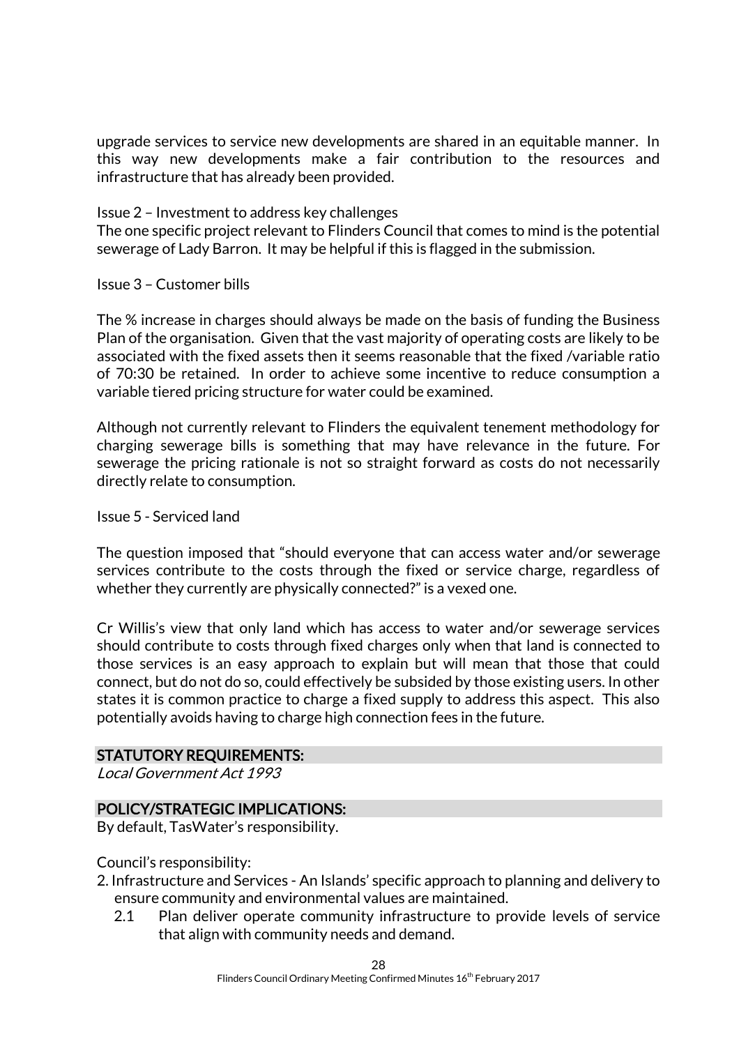upgrade services to service new developments are shared in an equitable manner. In this way new developments make a fair contribution to the resources and infrastructure that has already been provided.

Issue 2 – Investment to address key challenges
The one specific project relevant to Flinders Council that comes to mind is the potential sewerage of Lady Barron. It may be helpful if this is flagged in the submission.

Issue 3 – Customer bills

The % increase in charges should always be made on the basis of funding the Business Plan of the organisation. Given that the vast majority of operating costs are likely to be associated with the fixed assets then it seems reasonable that the fixed /variable ratio of 70:30 be retained. In order to achieve some incentive to reduce consumption a variable tiered pricing structure for water could be examined.

Although not currently relevant to Flinders the equivalent tenement methodology for charging sewerage bills is something that may have relevance in the future. For sewerage the pricing rationale is not so straight forward as costs do not necessarily directly relate to consumption.

Issue 5 - Serviced land

The question imposed that "should everyone that can access water and/or sewerage services contribute to the costs through the fixed or service charge, regardless of whether they currently are physically connected?" is a vexed one.

Cr Willis's view that only land which has access to water and/or sewerage services should contribute to costs through fixed charges only when that land is connected to those services is an easy approach to explain but will mean that those that could connect, but do not do so, could effectively be subsided by those existing users. In other states it is common practice to charge a fixed supply to address this aspect. This also potentially avoids having to charge high connection fees in the future.

## STATUTORY REQUIREMENTS:

*Local Government Act 1993*

## POLICY/STRATEGIC IMPLICATIONS:

By default, TasWater's responsibility.

Council's responsibility:

2. Infrastructure and Services - An Islands' specific approach to planning and delivery to ensure community and environmental values are maintained.
   2.1 Plan deliver operate community infrastructure to provide levels of service that align with community needs and demand.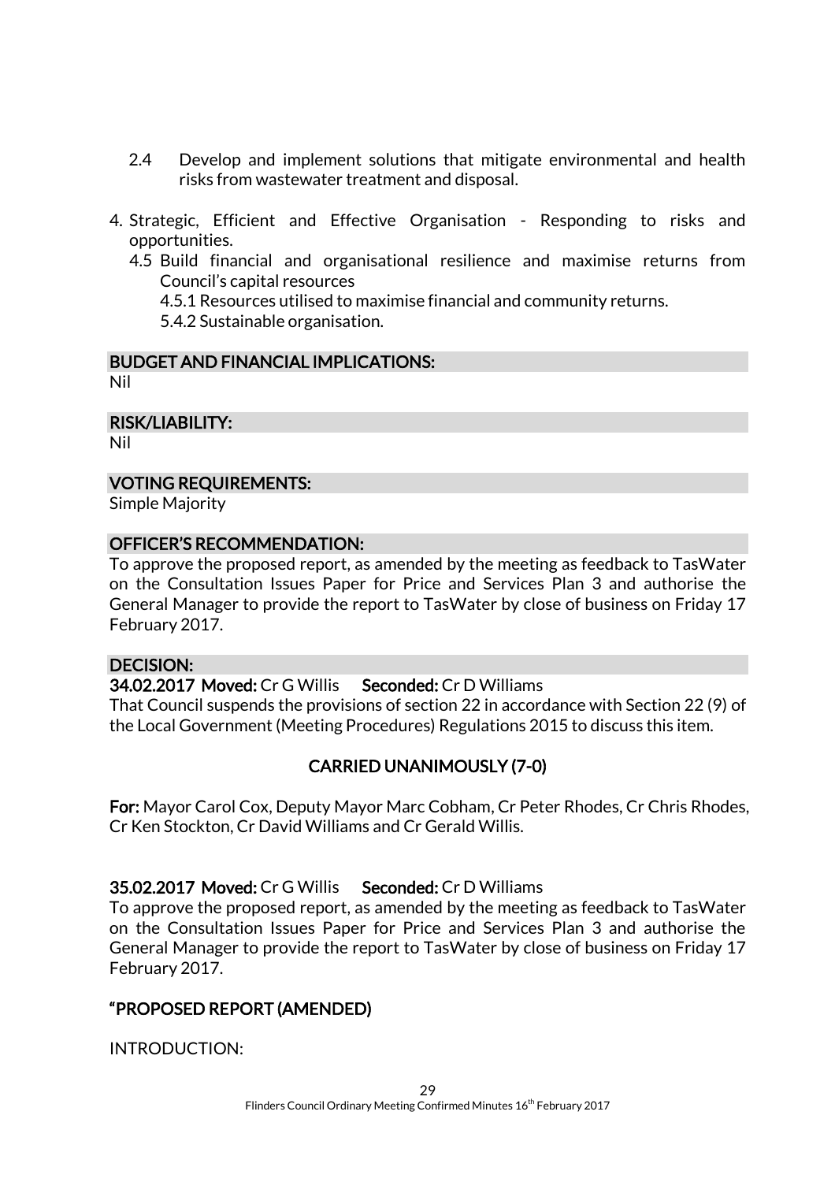2.4 Develop and implement solutions that mitigate environmental and health risks from wastewater treatment and disposal.

4. Strategic, Efficient and Effective Organisation - Responding to risks and opportunities.
   - 4.5 Build financial and organisational resilience and maximise returns from Council's capital resources
     - 4.5.1 Resources utilised to maximise financial and community returns.
     - 5.4.2 Sustainable organisation.

### BUDGET AND FINANCIAL IMPLICATIONS:

Nil

### RISK/LIABILITY:

Nil

### VOTING REQUIREMENTS:

Simple Majority

### OFFICER'S RECOMMENDATION:

To approve the proposed report, as amended by the meeting as feedback to TasWater on the Consultation Issues Paper for Price and Services Plan 3 and authorise the General Manager to provide the report to TasWater by close of business on Friday 17 February 2017.

### DECISION:

**34.02.2017 Moved:** Cr G Willis **Seconded:** Cr D Williams

That Council suspends the provisions of section 22 in accordance with Section 22 (9) of the Local Government (Meeting Procedures) Regulations 2015 to discuss this item.

**CARRIED UNANIMOUSLY (7-0)**

**For:** Mayor Carol Cox, Deputy Mayor Marc Cobham, Cr Peter Rhodes, Cr Chris Rhodes, Cr Ken Stockton, Cr David Williams and Cr Gerald Willis.

**35.02.2017 Moved:** Cr G Willis **Seconded:** Cr D Williams

To approve the proposed report, as amended by the meeting as feedback to TasWater on the Consultation Issues Paper for Price and Services Plan 3 and authorise the General Manager to provide the report to TasWater by close of business on Friday 17 February 2017.

### "PROPOSED REPORT (AMENDED)

INTRODUCTION: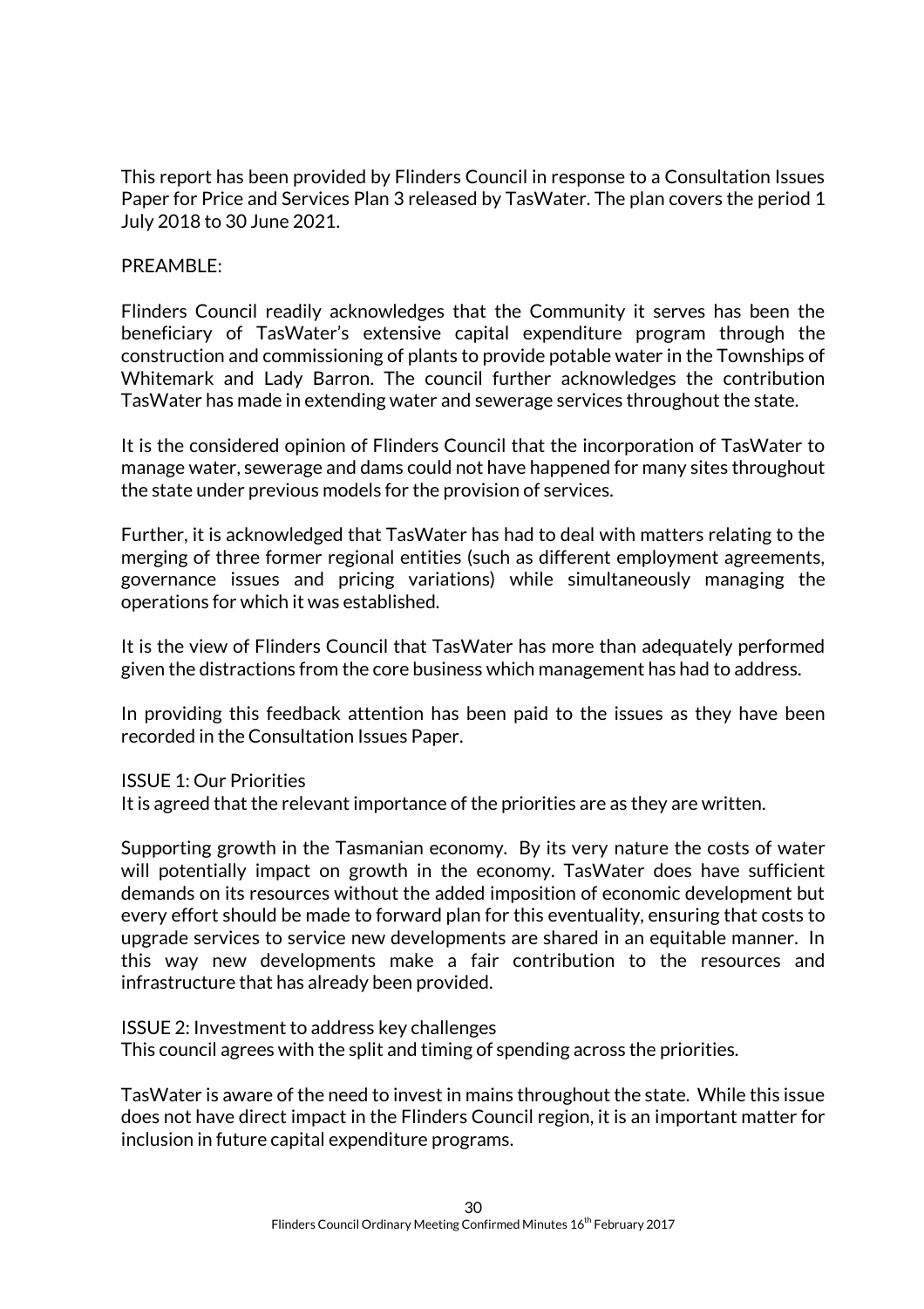This report has been provided by Flinders Council in response to a Consultation Issues Paper for Price and Services Plan 3 released by TasWater. The plan covers the period 1 July 2018 to 30 June 2021.

PREAMBLE:

Flinders Council readily acknowledges that the Community it serves has been the beneficiary of TasWater's extensive capital expenditure program through the construction and commissioning of plants to provide potable water in the Townships of Whitemark and Lady Barron. The council further acknowledges the contribution TasWater has made in extending water and sewerage services throughout the state.

It is the considered opinion of Flinders Council that the incorporation of TasWater to manage water, sewerage and dams could not have happened for many sites throughout the state under previous models for the provision of services.

Further, it is acknowledged that TasWater has had to deal with matters relating to the merging of three former regional entities (such as different employment agreements, governance issues and pricing variations) while simultaneously managing the operations for which it was established.

It is the view of Flinders Council that TasWater has more than adequately performed given the distractions from the core business which management has had to address.

In providing this feedback attention has been paid to the issues as they have been recorded in the Consultation Issues Paper.

ISSUE 1: Our Priorities
It is agreed that the relevant importance of the priorities are as they are written.

Supporting growth in the Tasmanian economy. By its very nature the costs of water will potentially impact on growth in the economy. TasWater does have sufficient demands on its resources without the added imposition of economic development but every effort should be made to forward plan for this eventuality, ensuring that costs to upgrade services to service new developments are shared in an equitable manner. In this way new developments make a fair contribution to the resources and infrastructure that has already been provided.

ISSUE 2: Investment to address key challenges
This council agrees with the split and timing of spending across the priorities.

TasWater is aware of the need to invest in mains throughout the state. While this issue does not have direct impact in the Flinders Council region, it is an important matter for inclusion in future capital expenditure programs.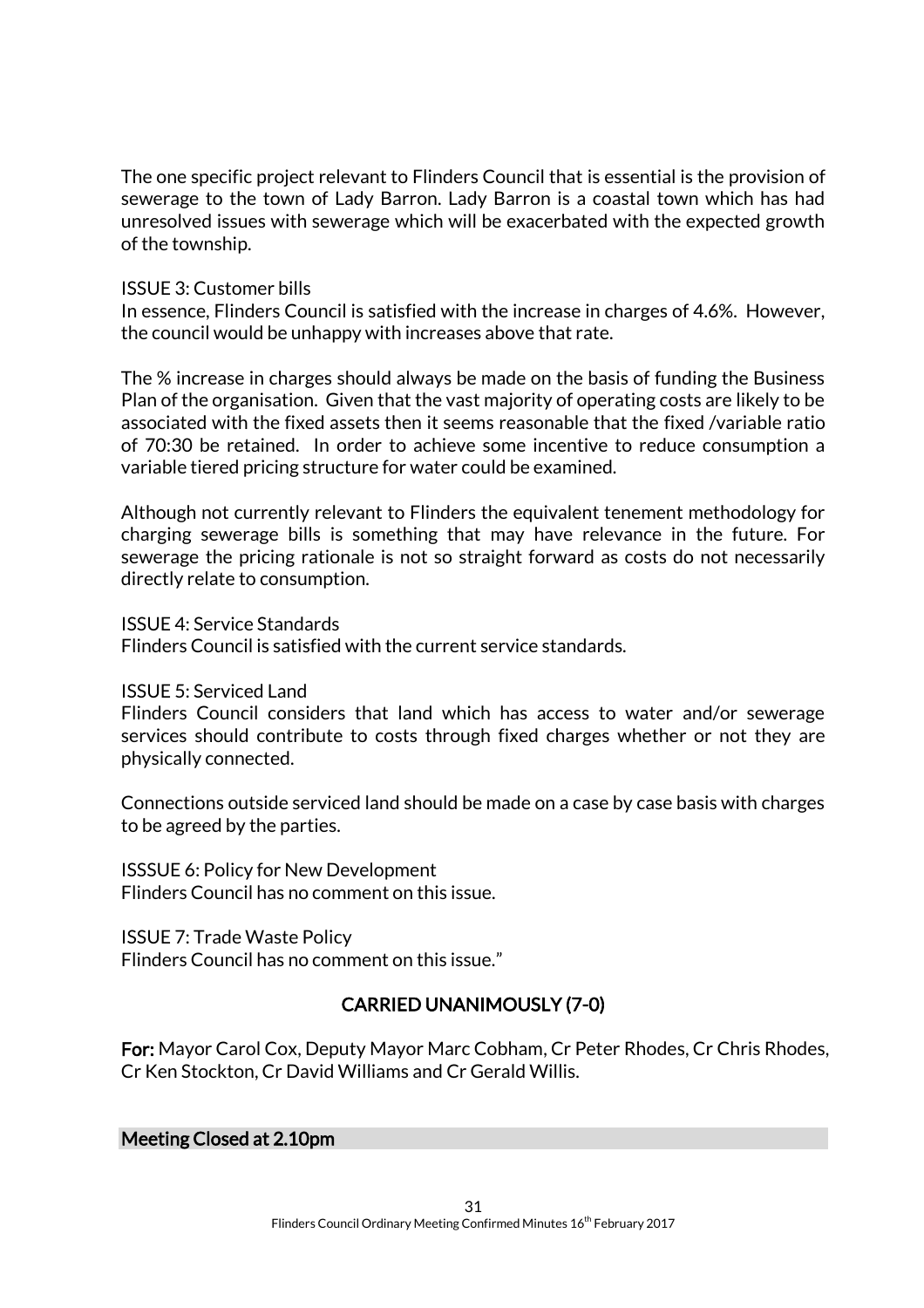The one specific project relevant to Flinders Council that is essential is the provision of sewerage to the town of Lady Barron. Lady Barron is a coastal town which has had unresolved issues with sewerage which will be exacerbated with the expected growth of the township.

ISSUE 3: Customer bills
In essence, Flinders Council is satisfied with the increase in charges of 4.6%. However, the council would be unhappy with increases above that rate.

The % increase in charges should always be made on the basis of funding the Business Plan of the organisation. Given that the vast majority of operating costs are likely to be associated with the fixed assets then it seems reasonable that the fixed /variable ratio of 70:30 be retained. In order to achieve some incentive to reduce consumption a variable tiered pricing structure for water could be examined.

Although not currently relevant to Flinders the equivalent tenement methodology for charging sewerage bills is something that may have relevance in the future. For sewerage the pricing rationale is not so straight forward as costs do not necessarily directly relate to consumption.

ISSUE 4: Service Standards
Flinders Council is satisfied with the current service standards.

ISSUE 5: Serviced Land
Flinders Council considers that land which has access to water and/or sewerage services should contribute to costs through fixed charges whether or not they are physically connected.

Connections outside serviced land should be made on a case by case basis with charges to be agreed by the parties.

ISSSUE 6: Policy for New Development
Flinders Council has no comment on this issue.

ISSUE 7: Trade Waste Policy
Flinders Council has no comment on this issue."

**CARRIED UNANIMOUSLY (7-0)**

**For:** Mayor Carol Cox, Deputy Mayor Marc Cobham, Cr Peter Rhodes, Cr Chris Rhodes, Cr Ken Stockton, Cr David Williams and Cr Gerald Willis.

**Meeting Closed at 2.10pm**